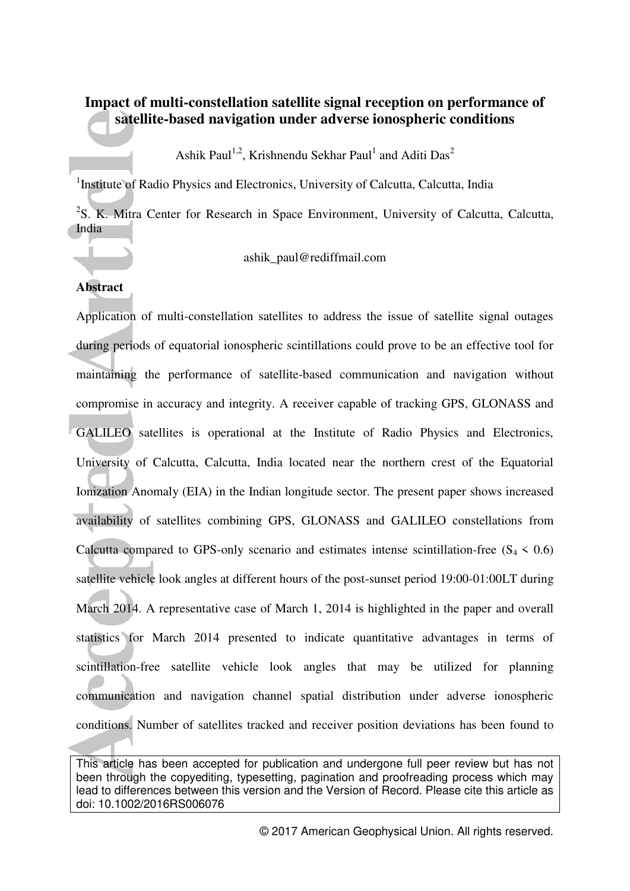# Impact of multi-constellation satellite signal reception on performance of satellite-based navigation under adverse ionospheric conditions

Ashik Paul[1,2], Krishnendu Sekhar Paul[1] and Aditi Das[2]

[1]Institute of Radio Physics and Electronics, University of Calcutta, Calcutta, India

[2]S. K. Mitra Center for Research in Space Environment, University of Calcutta, Calcutta, India

ashik_paul@rediffmail.com

## Abstract

Application of multi-constellation satellites to address the issue of satellite signal outages during periods of equatorial ionospheric scintillations could prove to be an effective tool for maintaining the performance of satellite-based communication and navigation without compromise in accuracy and integrity. A receiver capable of tracking GPS, GLONASS and GALILEO satellites is operational at the Institute of Radio Physics and Electronics, University of Calcutta, Calcutta, India located near the northern crest of the Equatorial Ionization Anomaly (EIA) in the Indian longitude sector. The present paper shows increased availability of satellites combining GPS, GLONASS and GALILEO constellations from Calcutta compared to GPS-only scenario and estimates intense scintillation-free ($S_4 < 0.6$) satellite vehicle look angles at different hours of the post-sunset period 19:00-01:00LT during March 2014. A representative case of March 1, 2014 is highlighted in the paper and overall statistics for March 2014 presented to indicate quantitative advantages in terms of scintillation-free satellite vehicle look angles that may be utilized for planning communication and navigation channel spatial distribution under adverse ionospheric conditions. Number of satellites tracked and receiver position deviations has been found to

This article has been accepted for publication and undergone full peer review but has not been through the copyediting, typesetting, pagination and proofreading process which may lead to differences between this version and the Version of Record. Please cite this article as doi: 10.1002/2016RS006076

© 2017 American Geophysical Union. All rights reserved.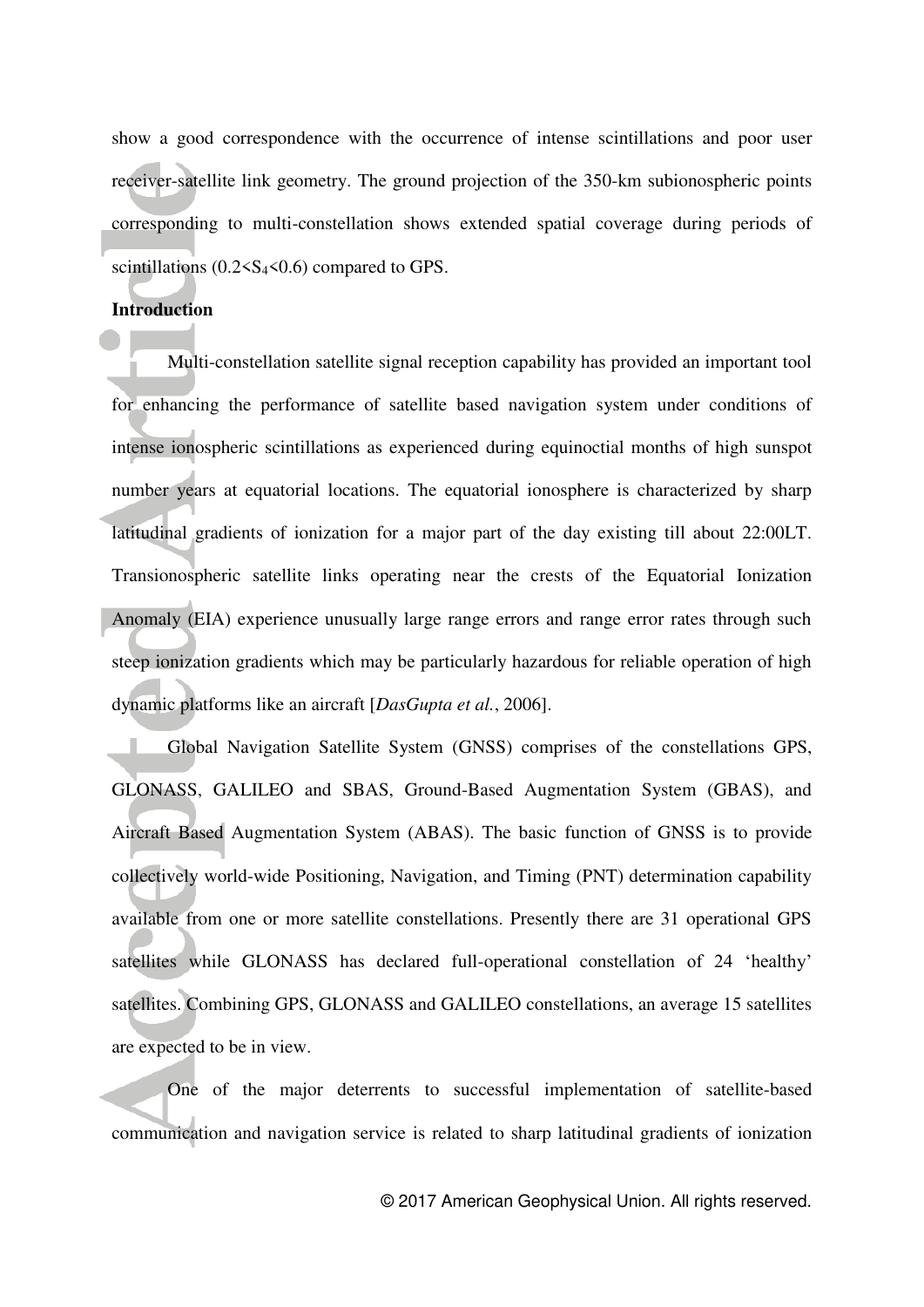show a good correspondence with the occurrence of intense scintillations and poor user receiver-satellite link geometry. The ground projection of the 350-km subionospheric points corresponding to multi-constellation shows extended spatial coverage during periods of scintillations ($0.2<S_4<0.6$) compared to GPS.

## Introduction

Multi-constellation satellite signal reception capability has provided an important tool for enhancing the performance of satellite based navigation system under conditions of intense ionospheric scintillations as experienced during equinoctial months of high sunspot number years at equatorial locations. The equatorial ionosphere is characterized by sharp latitudinal gradients of ionization for a major part of the day existing till about 22:00LT. Transionospheric satellite links operating near the crests of the Equatorial Ionization Anomaly (EIA) experience unusually large range errors and range error rates through such steep ionization gradients which may be particularly hazardous for reliable operation of high dynamic platforms like an aircraft [*DasGupta et al.*, 2006].

Global Navigation Satellite System (GNSS) comprises of the constellations GPS, GLONASS, GALILEO and SBAS, Ground-Based Augmentation System (GBAS), and Aircraft Based Augmentation System (ABAS). The basic function of GNSS is to provide collectively world-wide Positioning, Navigation, and Timing (PNT) determination capability available from one or more satellite constellations. Presently there are 31 operational GPS satellites while GLONASS has declared full-operational constellation of 24 'healthy' satellites. Combining GPS, GLONASS and GALILEO constellations, an average 15 satellites are expected to be in view.

One of the major deterrents to successful implementation of satellite-based communication and navigation service is related to sharp latitudinal gradients of ionization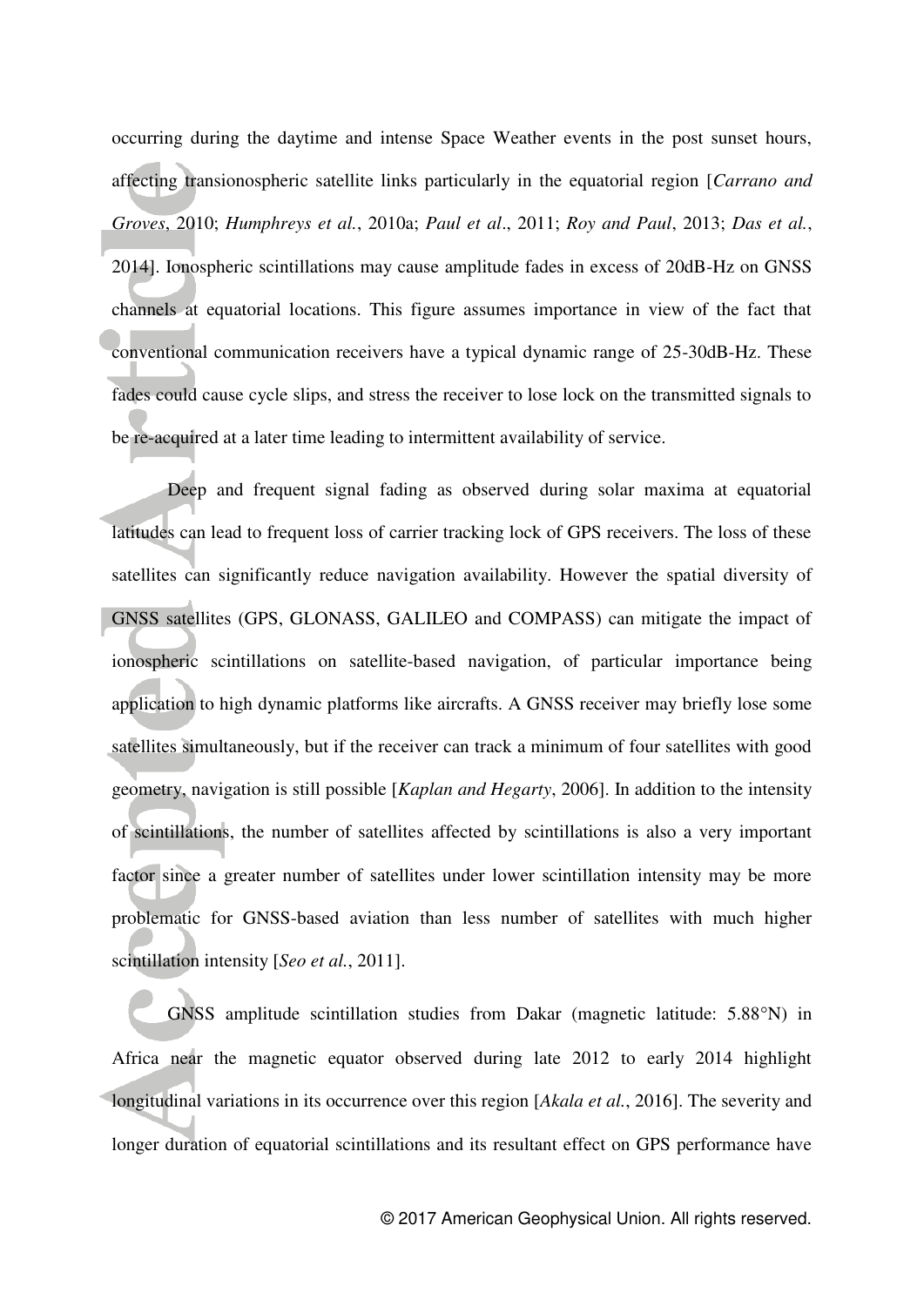occurring during the daytime and intense Space Weather events in the post sunset hours, affecting transionospheric satellite links particularly in the equatorial region [*Carrano and Groves*, 2010; *Humphreys et al.*, 2010a; *Paul et al*., 2011; *Roy and Paul*, 2013; *Das et al.*, 2014]. Ionospheric scintillations may cause amplitude fades in excess of 20dB-Hz on GNSS channels at equatorial locations. This figure assumes importance in view of the fact that conventional communication receivers have a typical dynamic range of 25-30dB-Hz. These fades could cause cycle slips, and stress the receiver to lose lock on the transmitted signals to be re-acquired at a later time leading to intermittent availability of service.

Deep and frequent signal fading as observed during solar maxima at equatorial latitudes can lead to frequent loss of carrier tracking lock of GPS receivers. The loss of these satellites can significantly reduce navigation availability. However the spatial diversity of GNSS satellites (GPS, GLONASS, GALILEO and COMPASS) can mitigate the impact of ionospheric scintillations on satellite-based navigation, of particular importance being application to high dynamic platforms like aircrafts. A GNSS receiver may briefly lose some satellites simultaneously, but if the receiver can track a minimum of four satellites with good geometry, navigation is still possible [*Kaplan and Hegarty*, 2006]. In addition to the intensity of scintillations, the number of satellites affected by scintillations is also a very important factor since a greater number of satellites under lower scintillation intensity may be more problematic for GNSS-based aviation than less number of satellites with much higher scintillation intensity [*Seo et al.*, 2011].

GNSS amplitude scintillation studies from Dakar (magnetic latitude: 5.88°N) in Africa near the magnetic equator observed during late 2012 to early 2014 highlight longitudinal variations in its occurrence over this region [*Akala et al.*, 2016]. The severity and longer duration of equatorial scintillations and its resultant effect on GPS performance have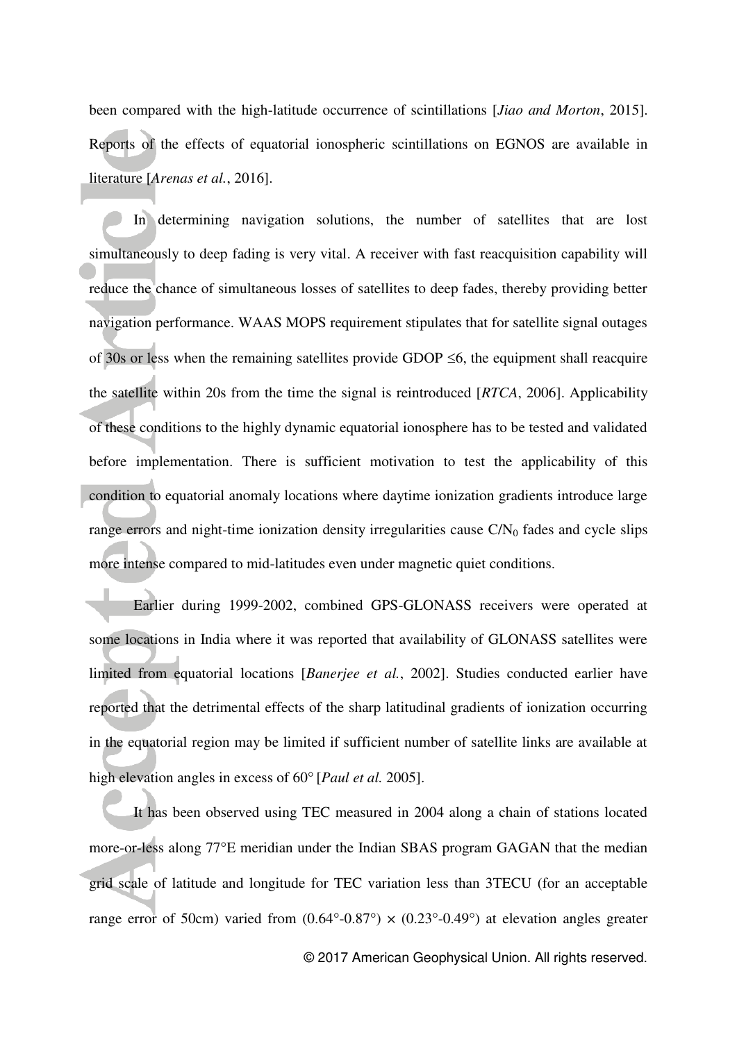been compared with the high-latitude occurrence of scintillations [*Jiao and Morton*, 2015]. Reports of the effects of equatorial ionospheric scintillations on EGNOS are available in literature [*Arenas et al.*, 2016].

In determining navigation solutions, the number of satellites that are lost simultaneously to deep fading is very vital. A receiver with fast reacquisition capability will reduce the chance of simultaneous losses of satellites to deep fades, thereby providing better navigation performance. WAAS MOPS requirement stipulates that for satellite signal outages of 30s or less when the remaining satellites provide GDOP $\leq 6$, the equipment shall reacquire the satellite within 20s from the time the signal is reintroduced [*RTCA*, 2006]. Applicability of these conditions to the highly dynamic equatorial ionosphere has to be tested and validated before implementation. There is sufficient motivation to test the applicability of this condition to equatorial anomaly locations where daytime ionization gradients introduce large range errors and night-time ionization density irregularities cause $C/N_0$ fades and cycle slips more intense compared to mid-latitudes even under magnetic quiet conditions.

Earlier during 1999-2002, combined GPS-GLONASS receivers were operated at some locations in India where it was reported that availability of GLONASS satellites were limited from equatorial locations [*Banerjee et al.*, 2002]. Studies conducted earlier have reported that the detrimental effects of the sharp latitudinal gradients of ionization occurring in the equatorial region may be limited if sufficient number of satellite links are available at high elevation angles in excess of 60° [*Paul et al.* 2005].

It has been observed using TEC measured in 2004 along a chain of stations located more-or-less along 77°E meridian under the Indian SBAS program GAGAN that the median grid scale of latitude and longitude for TEC variation less than 3TECU (for an acceptable range error of 50cm) varied from $(0.64°\text{-}0.87°) \times (0.23°\text{-}0.49°)$ at elevation angles greater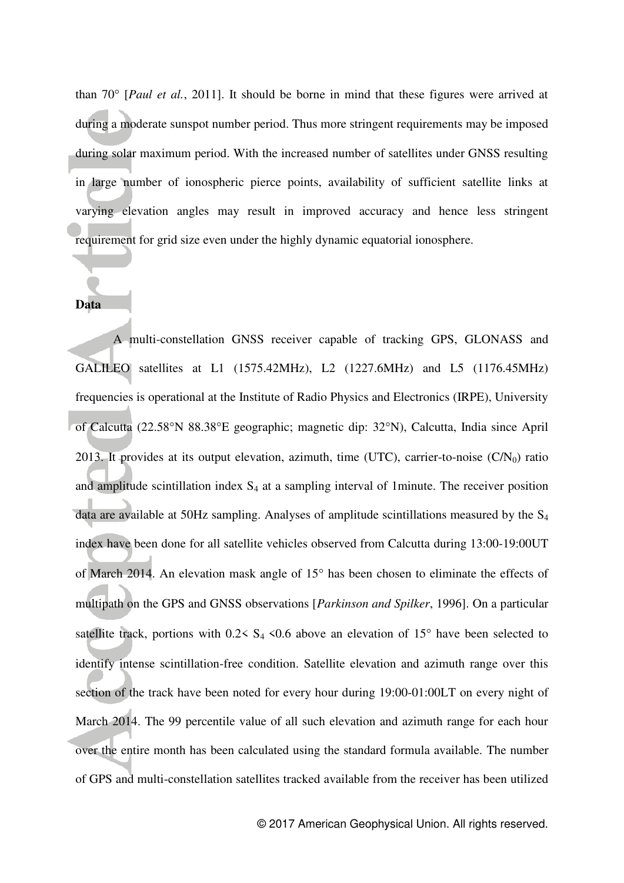than 70° [*Paul et al.*, 2011]. It should be borne in mind that these figures were arrived at during a moderate sunspot number period. Thus more stringent requirements may be imposed during solar maximum period. With the increased number of satellites under GNSS resulting in large number of ionospheric pierce points, availability of sufficient satellite links at varying elevation angles may result in improved accuracy and hence less stringent requirement for grid size even under the highly dynamic equatorial ionosphere.

**Data**

A multi-constellation GNSS receiver capable of tracking GPS, GLONASS and GALILEO satellites at L1 (1575.42MHz), L2 (1227.6MHz) and L5 (1176.45MHz) frequencies is operational at the Institute of Radio Physics and Electronics (IRPE), University of Calcutta (22.58°N 88.38°E geographic; magnetic dip: 32°N), Calcutta, India since April 2013. It provides at its output elevation, azimuth, time (UTC), carrier-to-noise ($C/N_0$) ratio and amplitude scintillation index $S_4$ at a sampling interval of 1minute. The receiver position data are available at 50Hz sampling. Analyses of amplitude scintillations measured by the $S_4$ index have been done for all satellite vehicles observed from Calcutta during 13:00-19:00UT of March 2014. An elevation mask angle of 15° has been chosen to eliminate the effects of multipath on the GPS and GNSS observations [*Parkinson and Spilker*, 1996]. On a particular satellite track, portions with $0.2 < S_4 < 0.6$ above an elevation of 15° have been selected to identify intense scintillation-free condition. Satellite elevation and azimuth range over this section of the track have been noted for every hour during 19:00-01:00LT on every night of March 2014. The 99 percentile value of all such elevation and azimuth range for each hour over the entire month has been calculated using the standard formula available. The number of GPS and multi-constellation satellites tracked available from the receiver has been utilized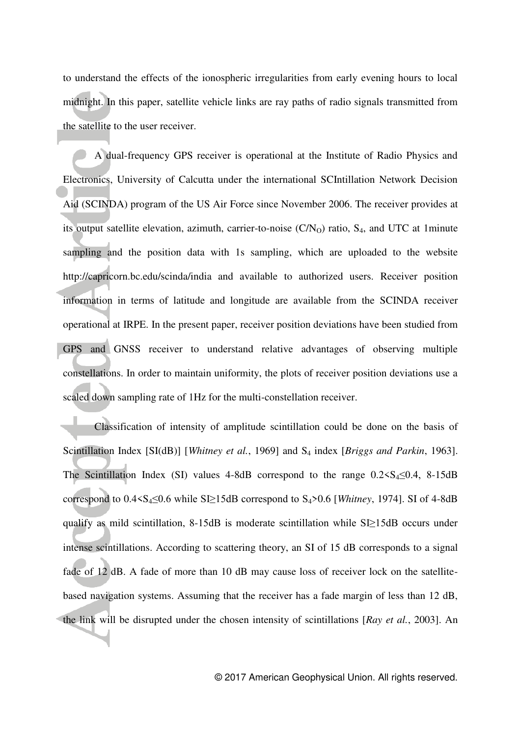to understand the effects of the ionospheric irregularities from early evening hours to local midnight. In this paper, satellite vehicle links are ray paths of radio signals transmitted from the satellite to the user receiver.

A dual-frequency GPS receiver is operational at the Institute of Radio Physics and Electronics, University of Calcutta under the international SCIntillation Network Decision Aid (SCINDA) program of the US Air Force since November 2006. The receiver provides at its output satellite elevation, azimuth, carrier-to-noise ($C/N_O$) ratio, $S_4$, and UTC at 1minute sampling and the position data with 1s sampling, which are uploaded to the website http://capricorn.bc.edu/scinda/india and available to authorized users. Receiver position information in terms of latitude and longitude are available from the SCINDA receiver operational at IRPE. In the present paper, receiver position deviations have been studied from GPS and GNSS receiver to understand relative advantages of observing multiple constellations. In order to maintain uniformity, the plots of receiver position deviations use a scaled down sampling rate of 1Hz for the multi-constellation receiver.

Classification of intensity of amplitude scintillation could be done on the basis of Scintillation Index [SI(dB)] [*Whitney et al.*, 1969] and $S_4$ index [*Briggs and Parkin*, 1963]. The Scintillation Index (SI) values 4-8dB correspond to the range $0.2<S_4\leq0.4$, 8-15dB correspond to $0.4<S_4\leq0.6$ while SI≥15dB correspond to $S_4>0.6$ [*Whitney*, 1974]. SI of 4-8dB qualify as mild scintillation, 8-15dB is moderate scintillation while SI≥15dB occurs under intense scintillations. According to scattering theory, an SI of 15 dB corresponds to a signal fade of 12 dB. A fade of more than 10 dB may cause loss of receiver lock on the satellite-based navigation systems. Assuming that the receiver has a fade margin of less than 12 dB, the link will be disrupted under the chosen intensity of scintillations [*Ray et al.*, 2003]. An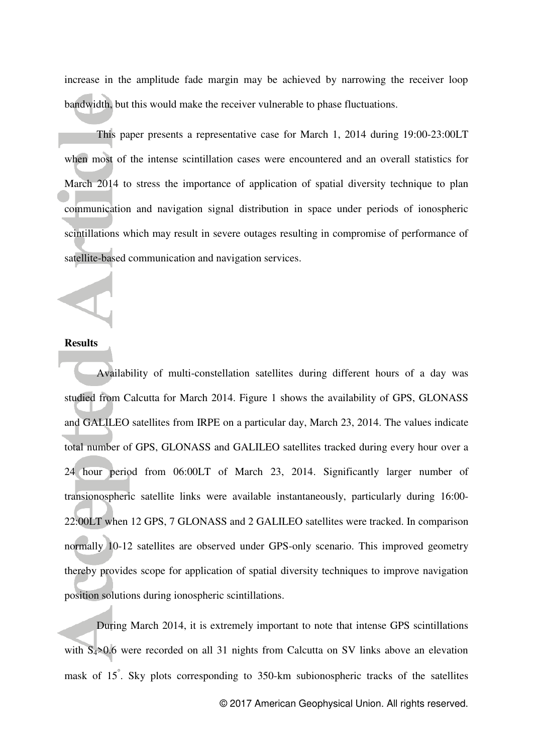increase in the amplitude fade margin may be achieved by narrowing the receiver loop bandwidth, but this would make the receiver vulnerable to phase fluctuations.

This paper presents a representative case for March 1, 2014 during 19:00-23:00LT when most of the intense scintillation cases were encountered and an overall statistics for March 2014 to stress the importance of application of spatial diversity technique to plan communication and navigation signal distribution in space under periods of ionospheric scintillations which may result in severe outages resulting in compromise of performance of satellite-based communication and navigation services.

## Results

Availability of multi-constellation satellites during different hours of a day was studied from Calcutta for March 2014. Figure 1 shows the availability of GPS, GLONASS and GALILEO satellites from IRPE on a particular day, March 23, 2014. The values indicate total number of GPS, GLONASS and GALILEO satellites tracked during every hour over a 24 hour period from 06:00LT of March 23, 2014. Significantly larger number of transionospheric satellite links were available instantaneously, particularly during 16:00-22:00LT when 12 GPS, 7 GLONASS and 2 GALILEO satellites were tracked. In comparison normally 10-12 satellites are observed under GPS-only scenario. This improved geometry thereby provides scope for application of spatial diversity techniques to improve navigation position solutions during ionospheric scintillations.

During March 2014, it is extremely important to note that intense GPS scintillations with $S_4>0.6$ were recorded on all 31 nights from Calcutta on SV links above an elevation mask of $15^{\circ}$. Sky plots corresponding to 350-km subionospheric tracks of the satellites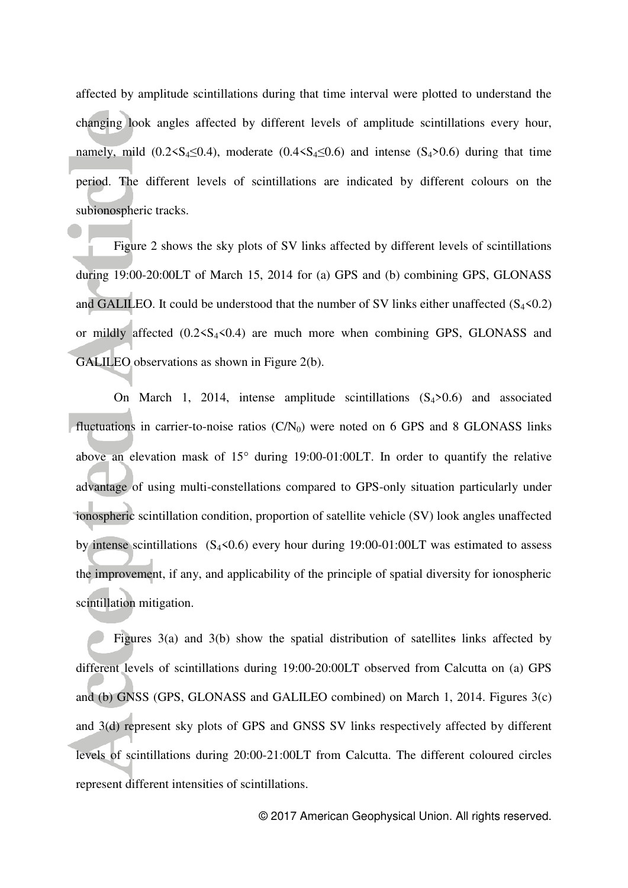affected by amplitude scintillations during that time interval were plotted to understand the changing look angles affected by different levels of amplitude scintillations every hour, namely, mild ($0.2<S_4\leq0.4$), moderate ($0.4<S_4\leq0.6$) and intense ($S_4>0.6$) during that time period. The different levels of scintillations are indicated by different colours on the subionospheric tracks.

Figure 2 shows the sky plots of SV links affected by different levels of scintillations during 19:00-20:00LT of March 15, 2014 for (a) GPS and (b) combining GPS, GLONASS and GALILEO. It could be understood that the number of SV links either unaffected ($S_4<0.2$) or mildly affected ($0.2<S_4<0.4$) are much more when combining GPS, GLONASS and GALILEO observations as shown in Figure 2(b).

On March 1, 2014, intense amplitude scintillations ($S_4>0.6$) and associated fluctuations in carrier-to-noise ratios ($C/N_0$) were noted on 6 GPS and 8 GLONASS links above an elevation mask of 15° during 19:00-01:00LT. In order to quantify the relative advantage of using multi-constellations compared to GPS-only situation particularly under ionospheric scintillation condition, proportion of satellite vehicle (SV) look angles unaffected by intense scintillations ($S_4<0.6$) every hour during 19:00-01:00LT was estimated to assess the improvement, if any, and applicability of the principle of spatial diversity for ionospheric scintillation mitigation.

Figures 3(a) and 3(b) show the spatial distribution of satellites links affected by different levels of scintillations during 19:00-20:00LT observed from Calcutta on (a) GPS and (b) GNSS (GPS, GLONASS and GALILEO combined) on March 1, 2014. Figures 3(c) and 3(d) represent sky plots of GPS and GNSS SV links respectively affected by different levels of scintillations during 20:00-21:00LT from Calcutta. The different coloured circles represent different intensities of scintillations.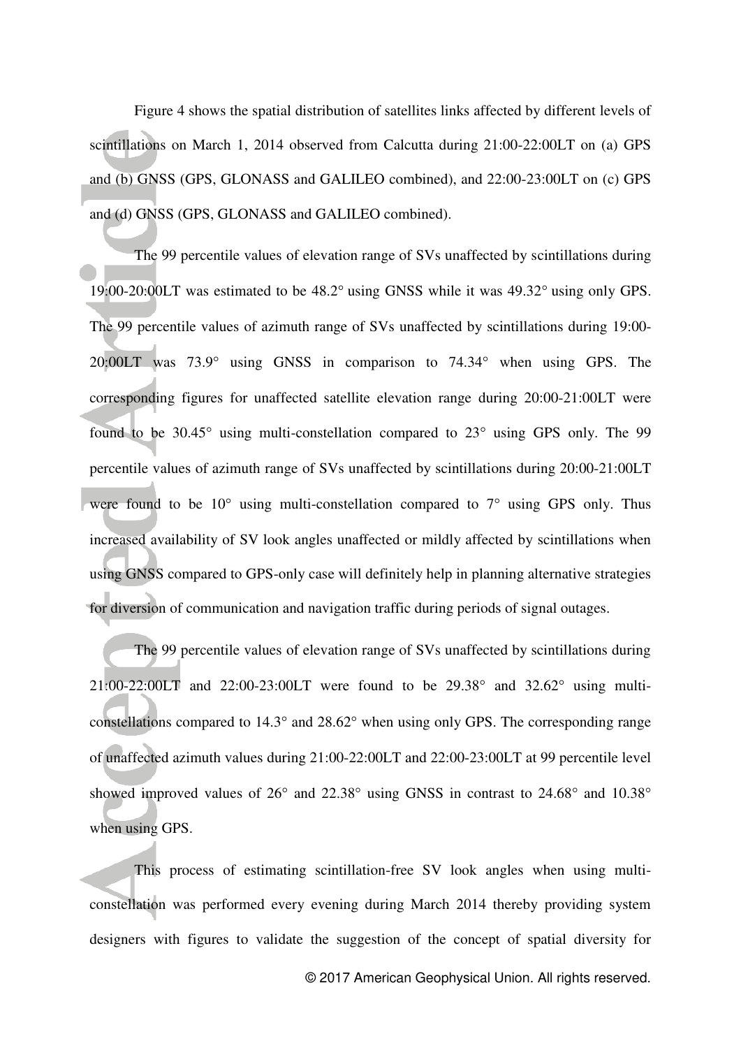Figure 4 shows the spatial distribution of satellites links affected by different levels of scintillations on March 1, 2014 observed from Calcutta during 21:00-22:00LT on (a) GPS and (b) GNSS (GPS, GLONASS and GALILEO combined), and 22:00-23:00LT on (c) GPS and (d) GNSS (GPS, GLONASS and GALILEO combined).

The 99 percentile values of elevation range of SVs unaffected by scintillations during 19:00-20:00LT was estimated to be 48.2° using GNSS while it was 49.32° using only GPS. The 99 percentile values of azimuth range of SVs unaffected by scintillations during 19:00-20:00LT was 73.9° using GNSS in comparison to 74.34° when using GPS. The corresponding figures for unaffected satellite elevation range during 20:00-21:00LT were found to be 30.45° using multi-constellation compared to 23° using GPS only. The 99 percentile values of azimuth range of SVs unaffected by scintillations during 20:00-21:00LT were found to be 10° using multi-constellation compared to 7° using GPS only. Thus increased availability of SV look angles unaffected or mildly affected by scintillations when using GNSS compared to GPS-only case will definitely help in planning alternative strategies for diversion of communication and navigation traffic during periods of signal outages.

The 99 percentile values of elevation range of SVs unaffected by scintillations during 21:00-22:00LT and 22:00-23:00LT were found to be 29.38° and 32.62° using multi-constellations compared to 14.3° and 28.62° when using only GPS. The corresponding range of unaffected azimuth values during 21:00-22:00LT and 22:00-23:00LT at 99 percentile level showed improved values of 26° and 22.38° using GNSS in contrast to 24.68° and 10.38° when using GPS.

This process of estimating scintillation-free SV look angles when using multi-constellation was performed every evening during March 2014 thereby providing system designers with figures to validate the suggestion of the concept of spatial diversity for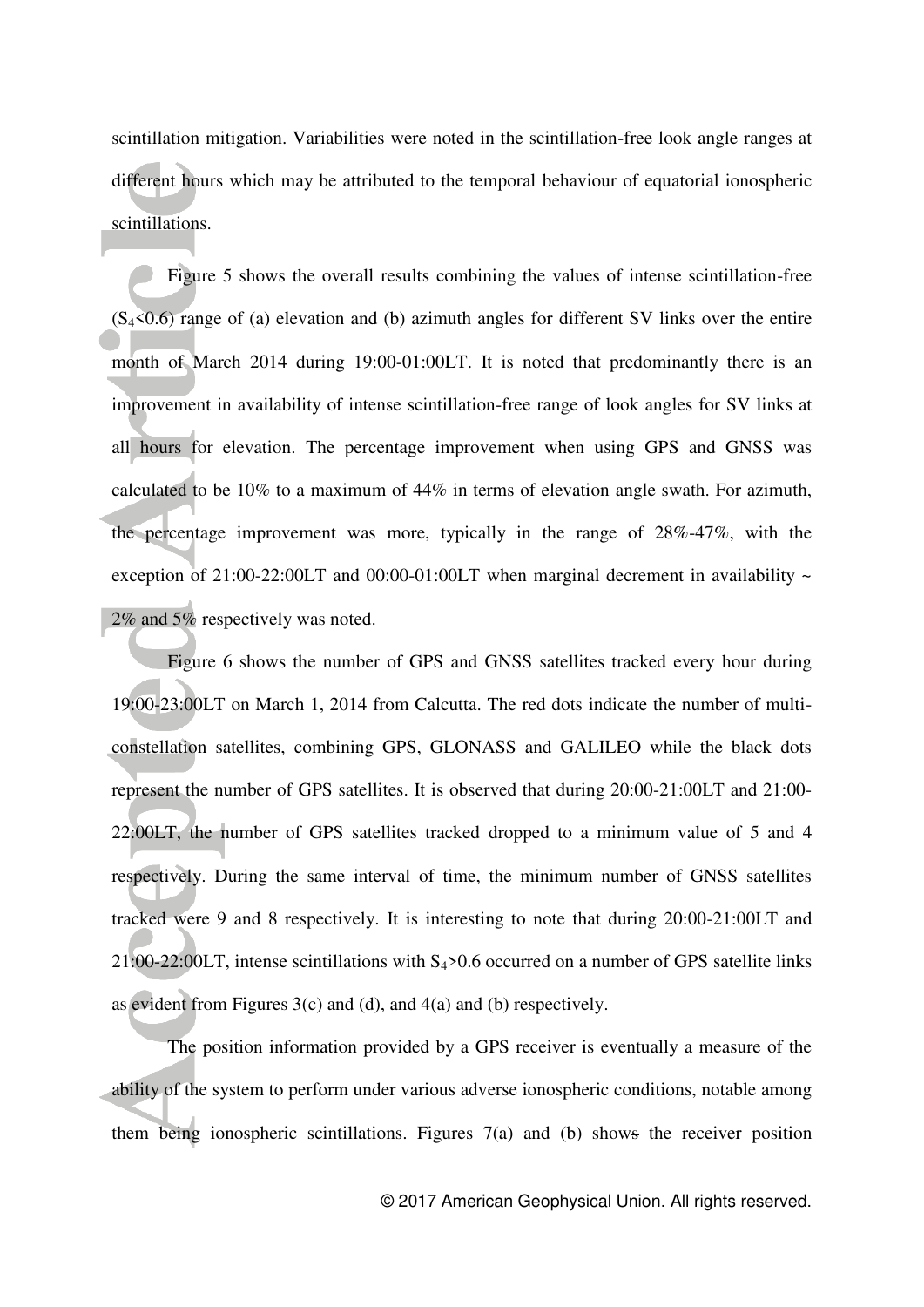scintillation mitigation. Variabilities were noted in the scintillation-free look angle ranges at different hours which may be attributed to the temporal behaviour of equatorial ionospheric scintillations.

Figure 5 shows the overall results combining the values of intense scintillation-free ($S_4$<0.6) range of (a) elevation and (b) azimuth angles for different SV links over the entire month of March 2014 during 19:00-01:00LT. It is noted that predominantly there is an improvement in availability of intense scintillation-free range of look angles for SV links at all hours for elevation. The percentage improvement when using GPS and GNSS was calculated to be 10% to a maximum of 44% in terms of elevation angle swath. For azimuth, the percentage improvement was more, typically in the range of 28%-47%, with the exception of 21:00-22:00LT and 00:00-01:00LT when marginal decrement in availability ~ 2% and 5% respectively was noted.

Figure 6 shows the number of GPS and GNSS satellites tracked every hour during 19:00-23:00LT on March 1, 2014 from Calcutta. The red dots indicate the number of multi-constellation satellites, combining GPS, GLONASS and GALILEO while the black dots represent the number of GPS satellites. It is observed that during 20:00-21:00LT and 21:00-22:00LT, the number of GPS satellites tracked dropped to a minimum value of 5 and 4 respectively. During the same interval of time, the minimum number of GNSS satellites tracked were 9 and 8 respectively. It is interesting to note that during 20:00-21:00LT and 21:00-22:00LT, intense scintillations with $S_4$>0.6 occurred on a number of GPS satellite links as evident from Figures 3(c) and (d), and 4(a) and (b) respectively.

The position information provided by a GPS receiver is eventually a measure of the ability of the system to perform under various adverse ionospheric conditions, notable among them being ionospheric scintillations. Figures 7(a) and (b) shows the receiver position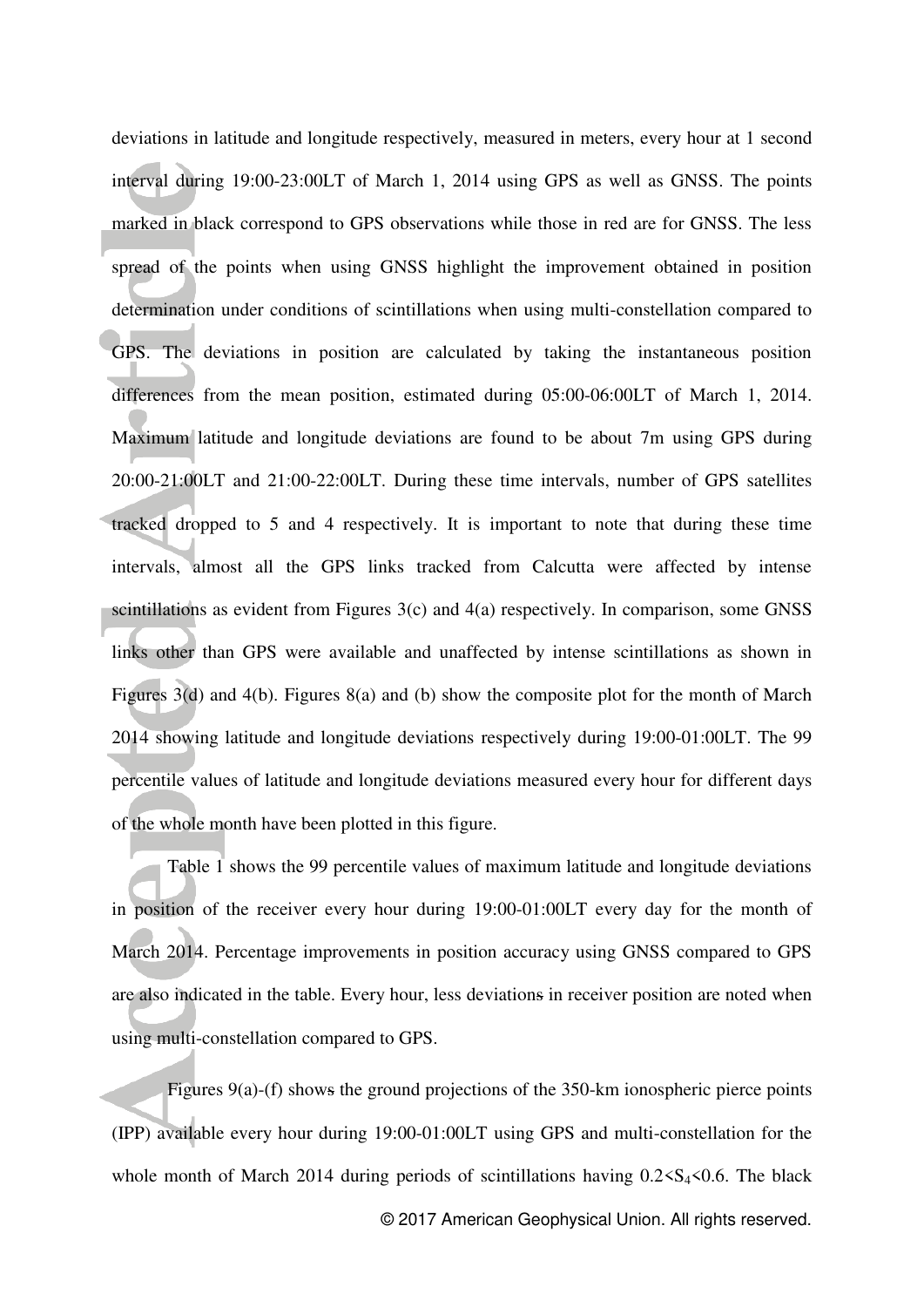deviations in latitude and longitude respectively, measured in meters, every hour at 1 second interval during 19:00-23:00LT of March 1, 2014 using GPS as well as GNSS. The points marked in black correspond to GPS observations while those in red are for GNSS. The less spread of the points when using GNSS highlight the improvement obtained in position determination under conditions of scintillations when using multi-constellation compared to GPS. The deviations in position are calculated by taking the instantaneous position differences from the mean position, estimated during 05:00-06:00LT of March 1, 2014. Maximum latitude and longitude deviations are found to be about 7m using GPS during 20:00-21:00LT and 21:00-22:00LT. During these time intervals, number of GPS satellites tracked dropped to 5 and 4 respectively. It is important to note that during these time intervals, almost all the GPS links tracked from Calcutta were affected by intense scintillations as evident from Figures 3(c) and 4(a) respectively. In comparison, some GNSS links other than GPS were available and unaffected by intense scintillations as shown in Figures 3(d) and 4(b). Figures 8(a) and (b) show the composite plot for the month of March 2014 showing latitude and longitude deviations respectively during 19:00-01:00LT. The 99 percentile values of latitude and longitude deviations measured every hour for different days of the whole month have been plotted in this figure.

Table 1 shows the 99 percentile values of maximum latitude and longitude deviations in position of the receiver every hour during 19:00-01:00LT every day for the month of March 2014. Percentage improvements in position accuracy using GNSS compared to GPS are also indicated in the table. Every hour, less deviations in receiver position are noted when using multi-constellation compared to GPS.

Figures 9(a)-(f) shows the ground projections of the 350-km ionospheric pierce points (IPP) available every hour during 19:00-01:00LT using GPS and multi-constellation for the whole month of March 2014 during periods of scintillations having $0.2<S_4<0.6$. The black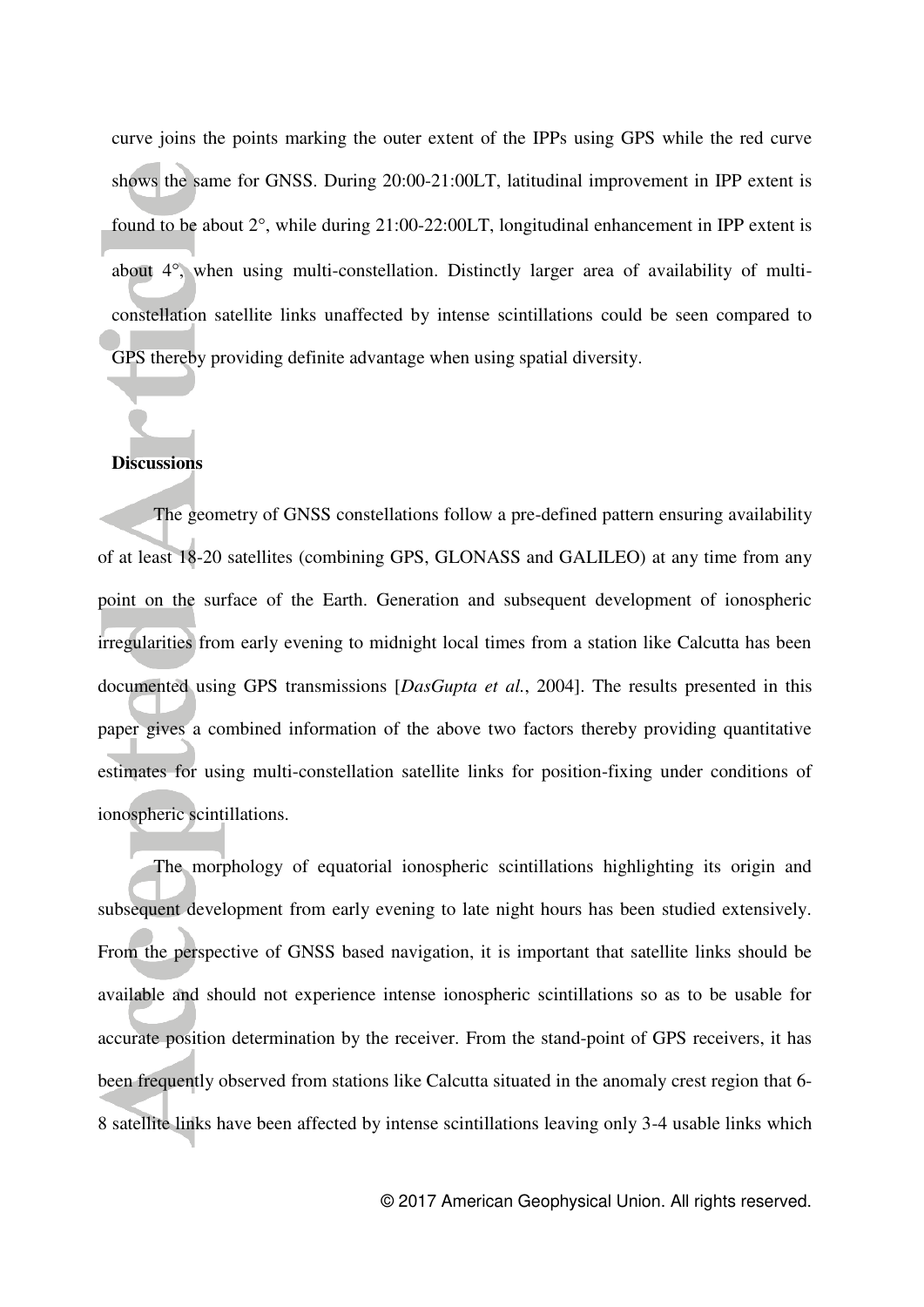curve joins the points marking the outer extent of the IPPs using GPS while the red curve shows the same for GNSS. During 20:00-21:00LT, latitudinal improvement in IPP extent is found to be about 2°, while during 21:00-22:00LT, longitudinal enhancement in IPP extent is about 4°, when using multi-constellation. Distinctly larger area of availability of multi-constellation satellite links unaffected by intense scintillations could be seen compared to GPS thereby providing definite advantage when using spatial diversity.

**Discussions**

The geometry of GNSS constellations follow a pre-defined pattern ensuring availability of at least 18-20 satellites (combining GPS, GLONASS and GALILEO) at any time from any point on the surface of the Earth. Generation and subsequent development of ionospheric irregularities from early evening to midnight local times from a station like Calcutta has been documented using GPS transmissions [*DasGupta et al.*, 2004]. The results presented in this paper gives a combined information of the above two factors thereby providing quantitative estimates for using multi-constellation satellite links for position-fixing under conditions of ionospheric scintillations.

The morphology of equatorial ionospheric scintillations highlighting its origin and subsequent development from early evening to late night hours has been studied extensively. From the perspective of GNSS based navigation, it is important that satellite links should be available and should not experience intense ionospheric scintillations so as to be usable for accurate position determination by the receiver. From the stand-point of GPS receivers, it has been frequently observed from stations like Calcutta situated in the anomaly crest region that 6-8 satellite links have been affected by intense scintillations leaving only 3-4 usable links which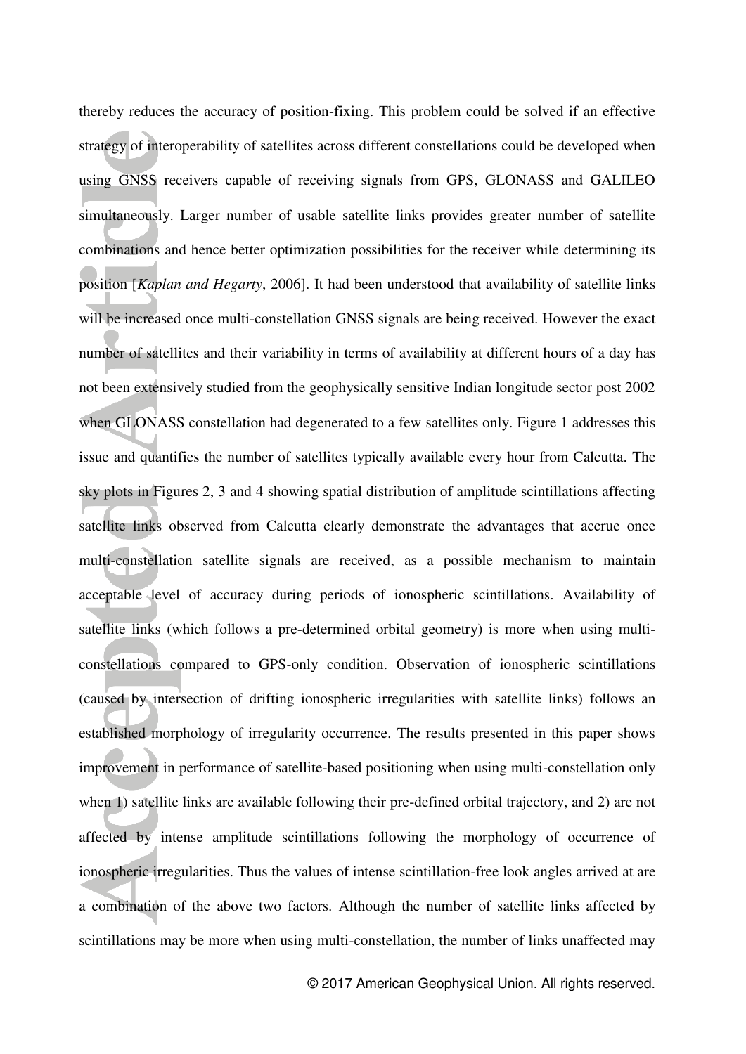thereby reduces the accuracy of position-fixing. This problem could be solved if an effective strategy of interoperability of satellites across different constellations could be developed when using GNSS receivers capable of receiving signals from GPS, GLONASS and GALILEO simultaneously. Larger number of usable satellite links provides greater number of satellite combinations and hence better optimization possibilities for the receiver while determining its position [*Kaplan and Hegarty*, 2006]. It had been understood that availability of satellite links will be increased once multi-constellation GNSS signals are being received. However the exact number of satellites and their variability in terms of availability at different hours of a day has not been extensively studied from the geophysically sensitive Indian longitude sector post 2002 when GLONASS constellation had degenerated to a few satellites only. Figure 1 addresses this issue and quantifies the number of satellites typically available every hour from Calcutta. The sky plots in Figures 2, 3 and 4 showing spatial distribution of amplitude scintillations affecting satellite links observed from Calcutta clearly demonstrate the advantages that accrue once multi-constellation satellite signals are received, as a possible mechanism to maintain acceptable level of accuracy during periods of ionospheric scintillations. Availability of satellite links (which follows a pre-determined orbital geometry) is more when using multi-constellations compared to GPS-only condition. Observation of ionospheric scintillations (caused by intersection of drifting ionospheric irregularities with satellite links) follows an established morphology of irregularity occurrence. The results presented in this paper shows improvement in performance of satellite-based positioning when using multi-constellation only when 1) satellite links are available following their pre-defined orbital trajectory, and 2) are not affected by intense amplitude scintillations following the morphology of occurrence of ionospheric irregularities. Thus the values of intense scintillation-free look angles arrived at are a combination of the above two factors. Although the number of satellite links affected by scintillations may be more when using multi-constellation, the number of links unaffected may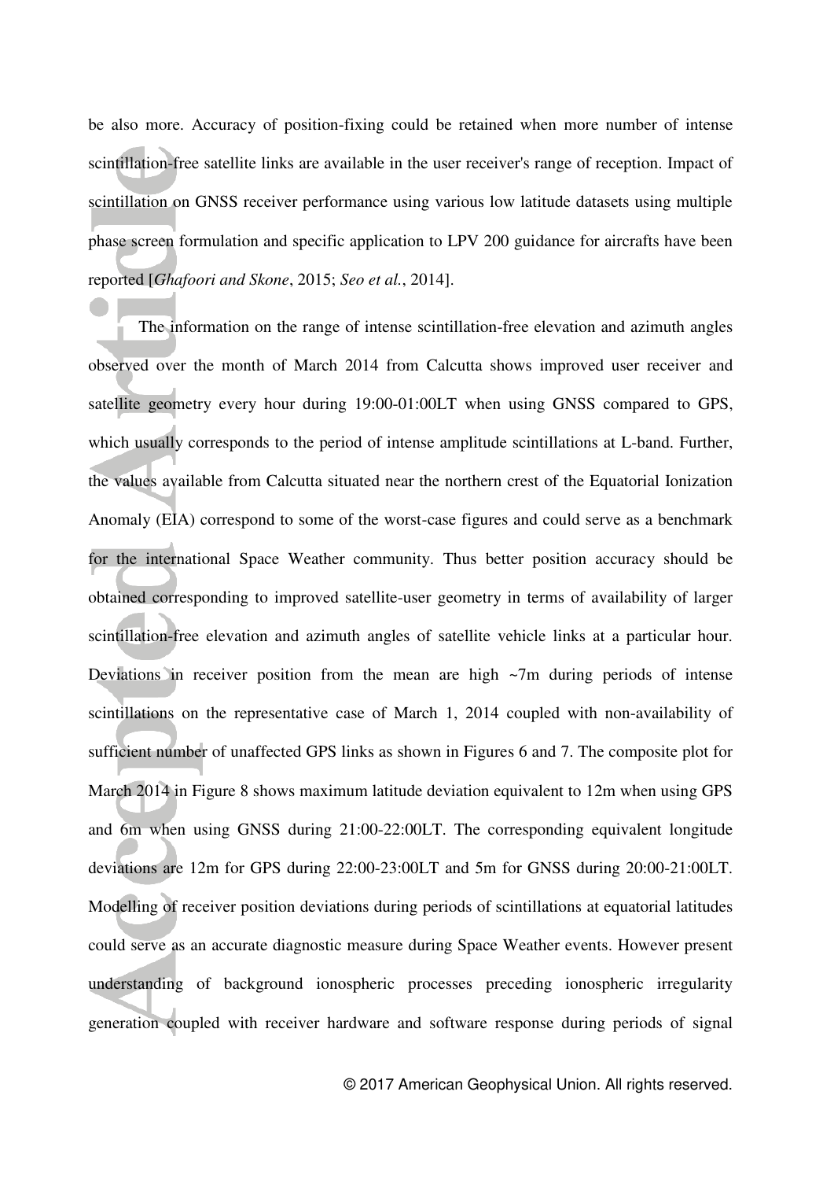be also more. Accuracy of position-fixing could be retained when more number of intense scintillation-free satellite links are available in the user receiver's range of reception. Impact of scintillation on GNSS receiver performance using various low latitude datasets using multiple phase screen formulation and specific application to LPV 200 guidance for aircrafts have been reported [*Ghafoori and Skone*, 2015; *Seo et al.*, 2014].

The information on the range of intense scintillation-free elevation and azimuth angles observed over the month of March 2014 from Calcutta shows improved user receiver and satellite geometry every hour during 19:00-01:00LT when using GNSS compared to GPS, which usually corresponds to the period of intense amplitude scintillations at L-band. Further, the values available from Calcutta situated near the northern crest of the Equatorial Ionization Anomaly (EIA) correspond to some of the worst-case figures and could serve as a benchmark for the international Space Weather community. Thus better position accuracy should be obtained corresponding to improved satellite-user geometry in terms of availability of larger scintillation-free elevation and azimuth angles of satellite vehicle links at a particular hour. Deviations in receiver position from the mean are high ~7m during periods of intense scintillations on the representative case of March 1, 2014 coupled with non-availability of sufficient number of unaffected GPS links as shown in Figures 6 and 7. The composite plot for March 2014 in Figure 8 shows maximum latitude deviation equivalent to 12m when using GPS and 6m when using GNSS during 21:00-22:00LT. The corresponding equivalent longitude deviations are 12m for GPS during 22:00-23:00LT and 5m for GNSS during 20:00-21:00LT. Modelling of receiver position deviations during periods of scintillations at equatorial latitudes could serve as an accurate diagnostic measure during Space Weather events. However present understanding of background ionospheric processes preceding ionospheric irregularity generation coupled with receiver hardware and software response during periods of signal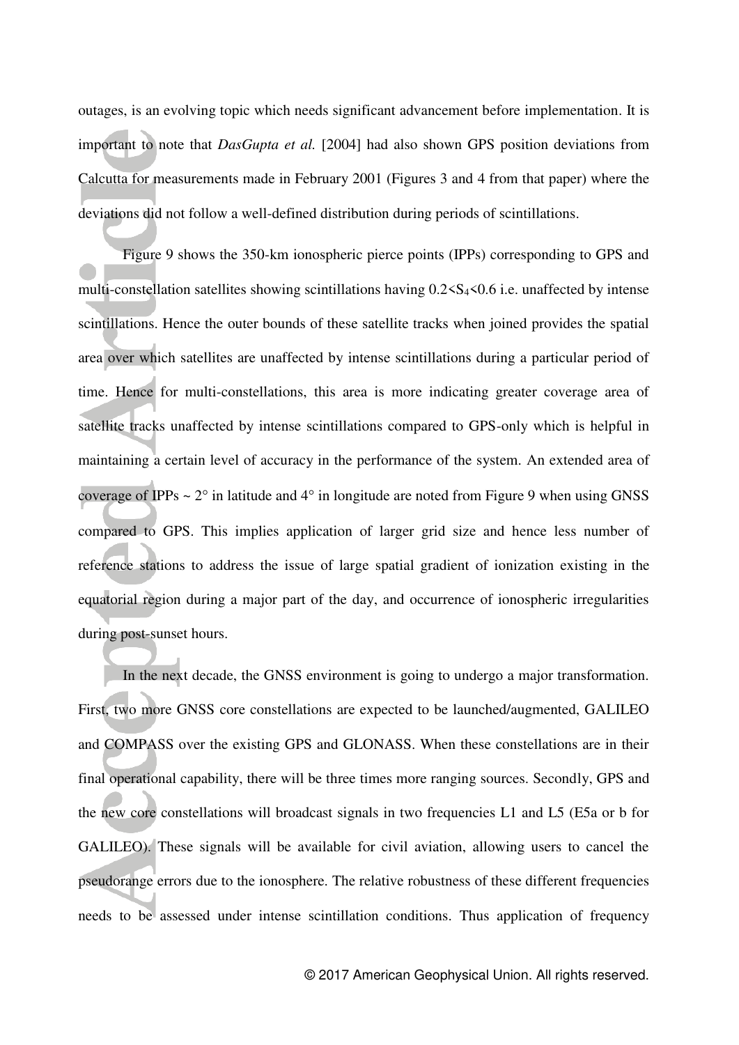outages, is an evolving topic which needs significant advancement before implementation. It is important to note that *DasGupta et al.* [2004] had also shown GPS position deviations from Calcutta for measurements made in February 2001 (Figures 3 and 4 from that paper) where the deviations did not follow a well-defined distribution during periods of scintillations.

Figure 9 shows the 350-km ionospheric pierce points (IPPs) corresponding to GPS and multi-constellation satellites showing scintillations having $0.2<S_4<0.6$ i.e. unaffected by intense scintillations. Hence the outer bounds of these satellite tracks when joined provides the spatial area over which satellites are unaffected by intense scintillations during a particular period of time. Hence for multi-constellations, this area is more indicating greater coverage area of satellite tracks unaffected by intense scintillations compared to GPS-only which is helpful in maintaining a certain level of accuracy in the performance of the system. An extended area of coverage of IPPs ~ 2° in latitude and 4° in longitude are noted from Figure 9 when using GNSS compared to GPS. This implies application of larger grid size and hence less number of reference stations to address the issue of large spatial gradient of ionization existing in the equatorial region during a major part of the day, and occurrence of ionospheric irregularities during post-sunset hours.

In the next decade, the GNSS environment is going to undergo a major transformation. First, two more GNSS core constellations are expected to be launched/augmented, GALILEO and COMPASS over the existing GPS and GLONASS. When these constellations are in their final operational capability, there will be three times more ranging sources. Secondly, GPS and the new core constellations will broadcast signals in two frequencies L1 and L5 (E5a or b for GALILEO). These signals will be available for civil aviation, allowing users to cancel the pseudorange errors due to the ionosphere. The relative robustness of these different frequencies needs to be assessed under intense scintillation conditions. Thus application of frequency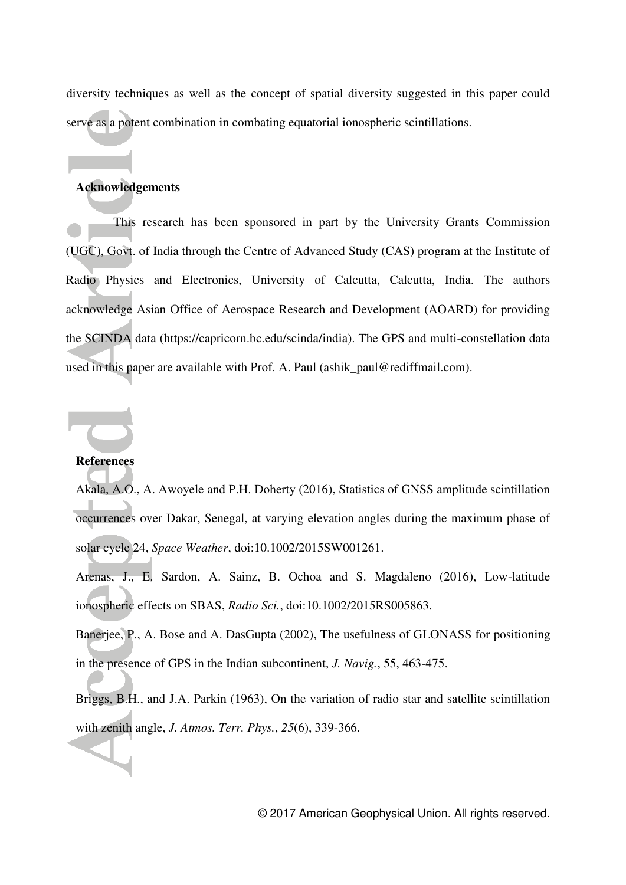diversity techniques as well as the concept of spatial diversity suggested in this paper could serve as a potent combination in combating equatorial ionospheric scintillations.

## Acknowledgements

This research has been sponsored in part by the University Grants Commission (UGC), Govt. of India through the Centre of Advanced Study (CAS) program at the Institute of Radio Physics and Electronics, University of Calcutta, Calcutta, India. The authors acknowledge Asian Office of Aerospace Research and Development (AOARD) for providing the SCINDA data (https://capricorn.bc.edu/scinda/india). The GPS and multi-constellation data used in this paper are available with Prof. A. Paul (ashik_paul@rediffmail.com).

## References

Akala, A.O., A. Awoyele and P.H. Doherty (2016), Statistics of GNSS amplitude scintillation occurrences over Dakar, Senegal, at varying elevation angles during the maximum phase of solar cycle 24, *Space Weather*, doi:10.1002/2015SW001261.

Arenas, J., E. Sardon, A. Sainz, B. Ochoa and S. Magdaleno (2016), Low-latitude ionospheric effects on SBAS, *Radio Sci.*, doi:10.1002/2015RS005863.

Banerjee, P., A. Bose and A. DasGupta (2002), The usefulness of GLONASS for positioning in the presence of GPS in the Indian subcontinent, *J. Navig.*, 55, 463-475.

Briggs, B.H., and J.A. Parkin (1963), On the variation of radio star and satellite scintillation with zenith angle, *J. Atmos. Terr. Phys.*, *25*(6), 339-366.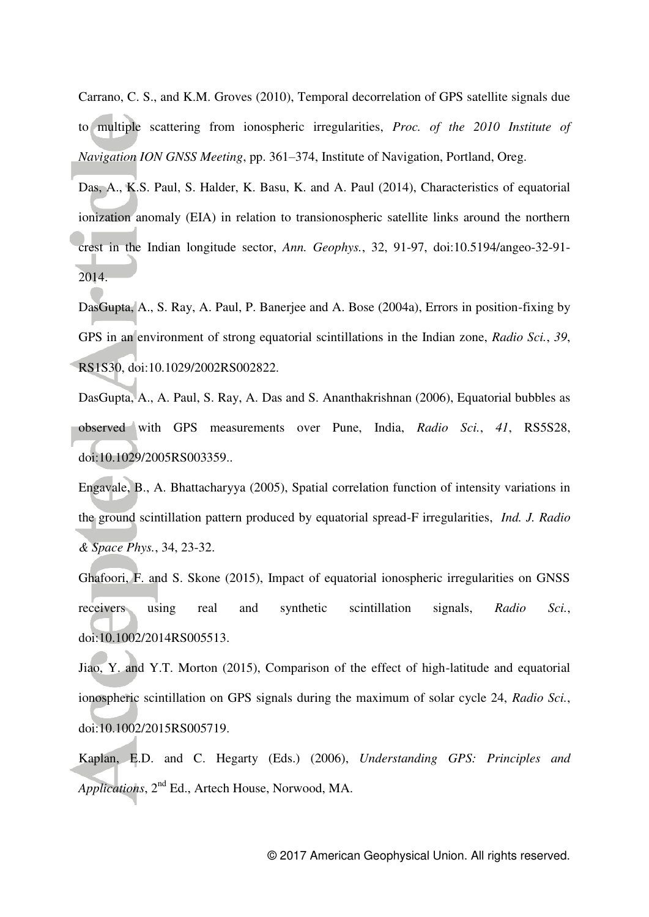Carrano, C. S., and K.M. Groves (2010), Temporal decorrelation of GPS satellite signals due to multiple scattering from ionospheric irregularities, *Proc. of the 2010 Institute of Navigation ION GNSS Meeting*, pp. 361–374, Institute of Navigation, Portland, Oreg.

Das, A., K.S. Paul, S. Halder, K. Basu, K. and A. Paul (2014), Characteristics of equatorial ionization anomaly (EIA) in relation to transionospheric satellite links around the northern crest in the Indian longitude sector, *Ann. Geophys.*, 32, 91-97, doi:10.5194/angeo-32-91-2014.

DasGupta, A., S. Ray, A. Paul, P. Banerjee and A. Bose (2004a), Errors in position-fixing by GPS in an environment of strong equatorial scintillations in the Indian zone, *Radio Sci.*, *39*, RS1S30, doi:10.1029/2002RS002822.

DasGupta, A., A. Paul, S. Ray, A. Das and S. Ananthakrishnan (2006), Equatorial bubbles as observed with GPS measurements over Pune, India, *Radio Sci.*, *41*, RS5S28, doi:10.1029/2005RS003359..

Engavale, B., A. Bhattacharyya (2005), Spatial correlation function of intensity variations in the ground scintillation pattern produced by equatorial spread-F irregularities, *Ind. J. Radio & Space Phys.*, 34, 23-32.

Ghafoori, F. and S. Skone (2015), Impact of equatorial ionospheric irregularities on GNSS receivers using real and synthetic scintillation signals, *Radio Sci.*, doi:10.1002/2014RS005513.

Jiao, Y. and Y.T. Morton (2015), Comparison of the effect of high-latitude and equatorial ionospheric scintillation on GPS signals during the maximum of solar cycle 24, *Radio Sci.*, doi:10.1002/2015RS005719.

Kaplan, E.D. and C. Hegarty (Eds.) (2006), *Understanding GPS: Principles and Applications*, 2nd Ed., Artech House, Norwood, MA.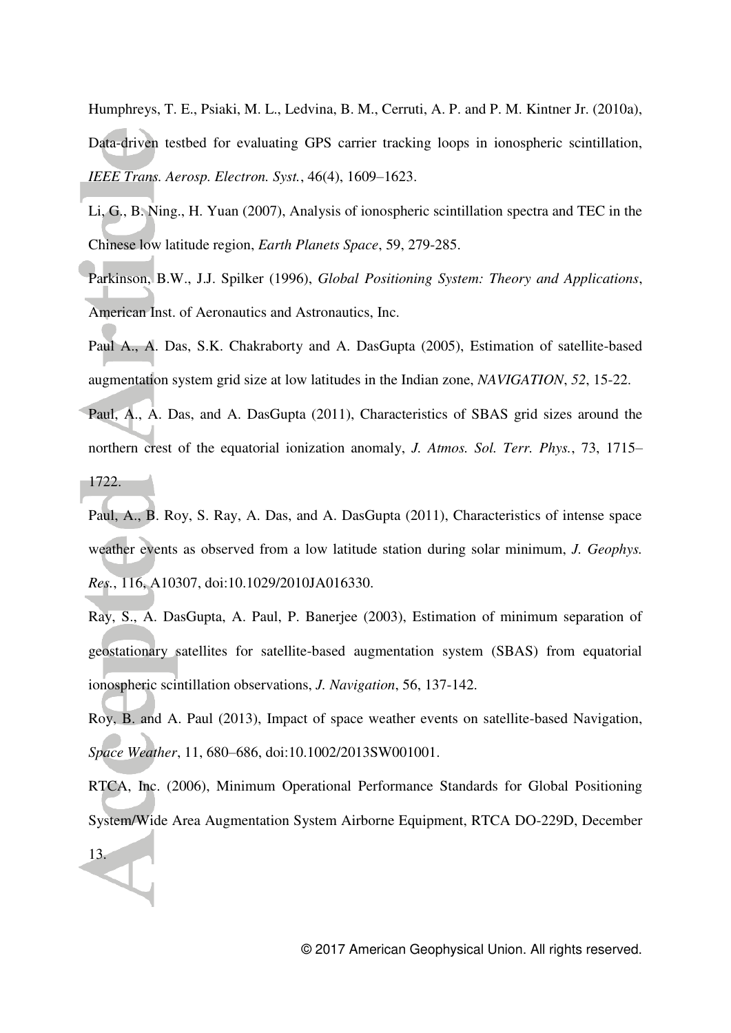Humphreys, T. E., Psiaki, M. L., Ledvina, B. M., Cerruti, A. P. and P. M. Kintner Jr. (2010a), Data-driven testbed for evaluating GPS carrier tracking loops in ionospheric scintillation, *IEEE Trans. Aerosp. Electron. Syst.*, 46(4), 1609–1623.

Li, G., B. Ning., H. Yuan (2007), Analysis of ionospheric scintillation spectra and TEC in the Chinese low latitude region, *Earth Planets Space*, 59, 279-285.

Parkinson, B.W., J.J. Spilker (1996), *Global Positioning System: Theory and Applications*, American Inst. of Aeronautics and Astronautics, Inc.

Paul A., A. Das, S.K. Chakraborty and A. DasGupta (2005), Estimation of satellite-based augmentation system grid size at low latitudes in the Indian zone, *NAVIGATION*, *52*, 15-22.

Paul, A., A. Das, and A. DasGupta (2011), Characteristics of SBAS grid sizes around the northern crest of the equatorial ionization anomaly, *J. Atmos. Sol. Terr. Phys.*, 73, 1715–1722.

Paul, A., B. Roy, S. Ray, A. Das, and A. DasGupta (2011), Characteristics of intense space weather events as observed from a low latitude station during solar minimum, *J. Geophys. Res.*, 116, A10307, doi:10.1029/2010JA016330.

Ray, S., A. DasGupta, A. Paul, P. Banerjee (2003), Estimation of minimum separation of geostationary satellites for satellite-based augmentation system (SBAS) from equatorial ionospheric scintillation observations, *J. Navigation*, 56, 137-142.

Roy, B. and A. Paul (2013), Impact of space weather events on satellite-based Navigation, *Space Weather*, 11, 680–686, doi:10.1002/2013SW001001.

RTCA, Inc. (2006), Minimum Operational Performance Standards for Global Positioning System/Wide Area Augmentation System Airborne Equipment, RTCA DO-229D, December 13.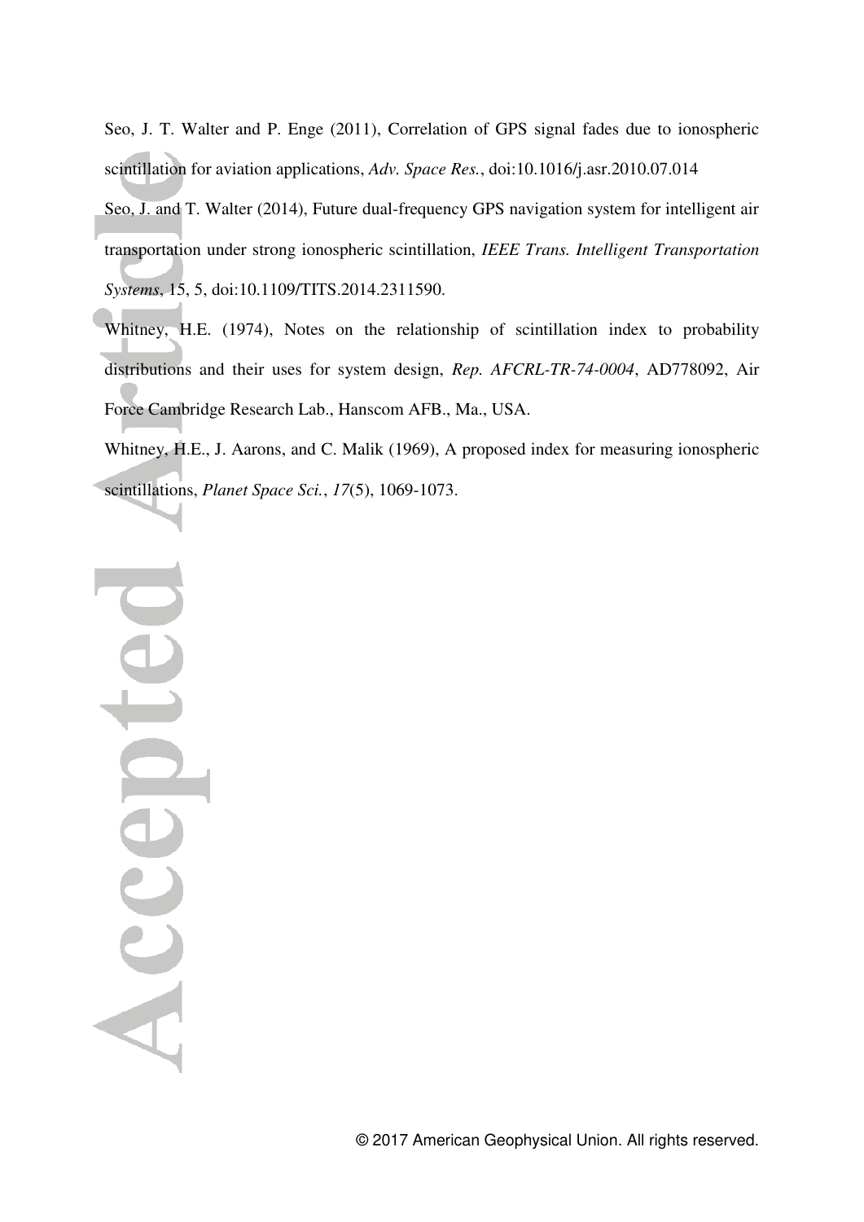Seo, J. T. Walter and P. Enge (2011), Correlation of GPS signal fades due to ionospheric scintillation for aviation applications, *Adv. Space Res.*, doi:10.1016/j.asr.2010.07.014

Seo, J. and T. Walter (2014), Future dual-frequency GPS navigation system for intelligent air transportation under strong ionospheric scintillation, *IEEE Trans. Intelligent Transportation Systems*, 15, 5, doi:10.1109/TITS.2014.2311590.

Whitney, H.E. (1974), Notes on the relationship of scintillation index to probability distributions and their uses for system design, *Rep. AFCRL-TR-74-0004*, AD778092, Air Force Cambridge Research Lab., Hanscom AFB., Ma., USA.

Whitney, H.E., J. Aarons, and C. Malik (1969), A proposed index for measuring ionospheric scintillations, *Planet Space Sci.*, *17*(5), 1069-1073.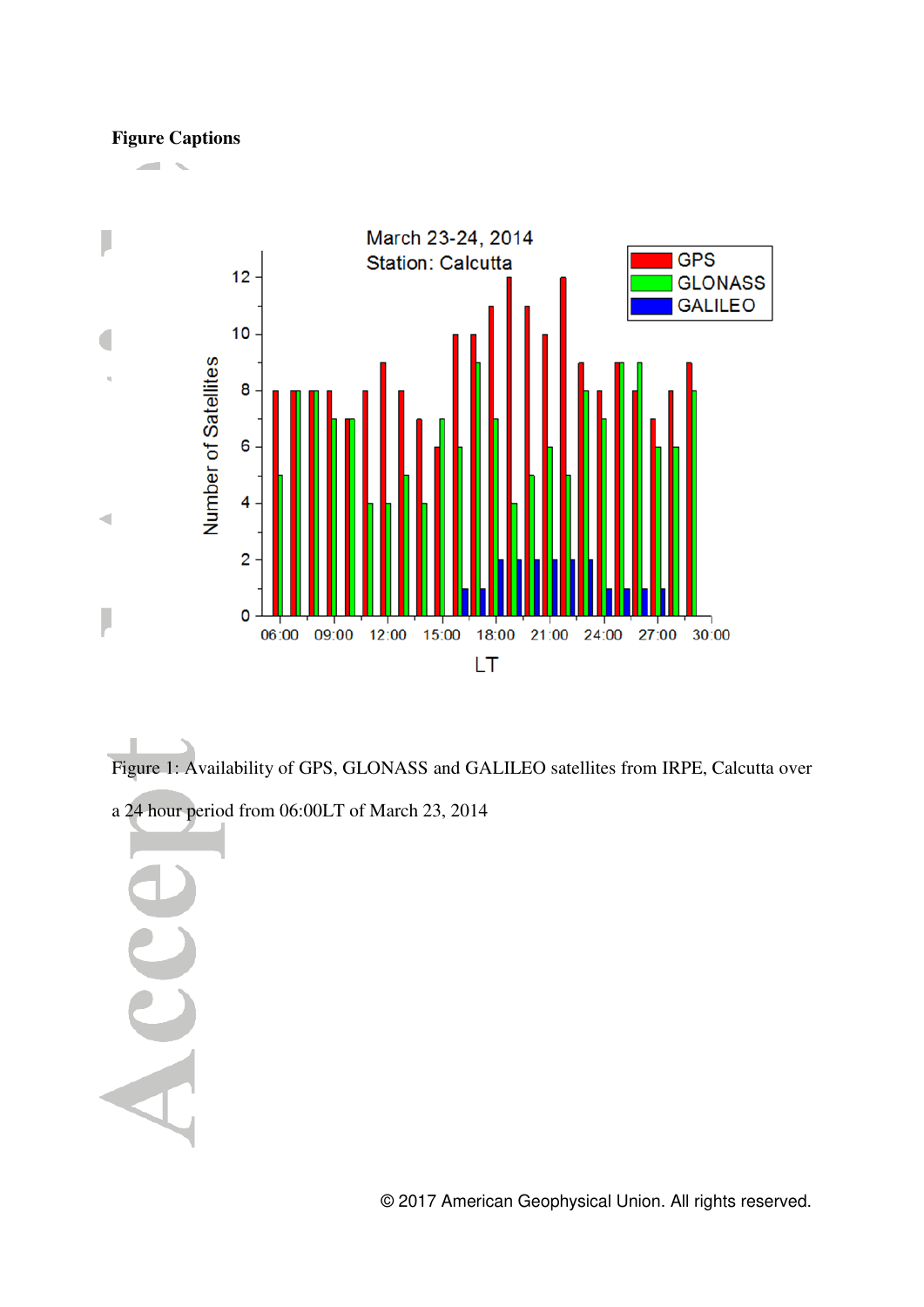**Figure Captions**

Figure 1: Availability of GPS, GLONASS and GALILEO satellites from IRPE, Calcutta over a 24 hour period from 06:00LT of March 23, 2014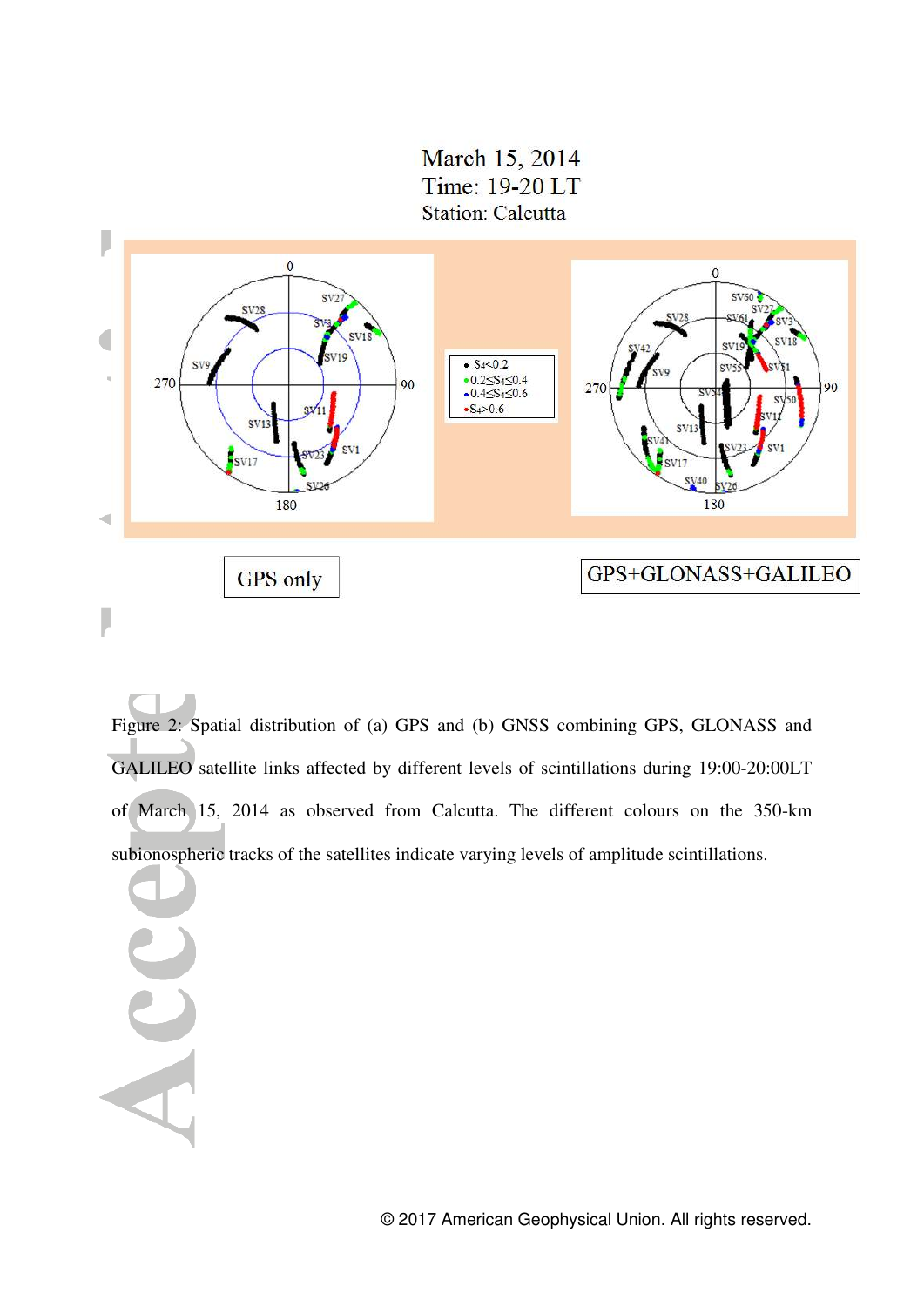Figure 2: Spatial distribution of (a) GPS and (b) GNSS combining GPS, GLONASS and GALILEO satellite links affected by different levels of scintillations during 19:00-20:00LT of March 15, 2014 as observed from Calcutta. The different colours on the 350-km subionospheric tracks of the satellites indicate varying levels of amplitude scintillations.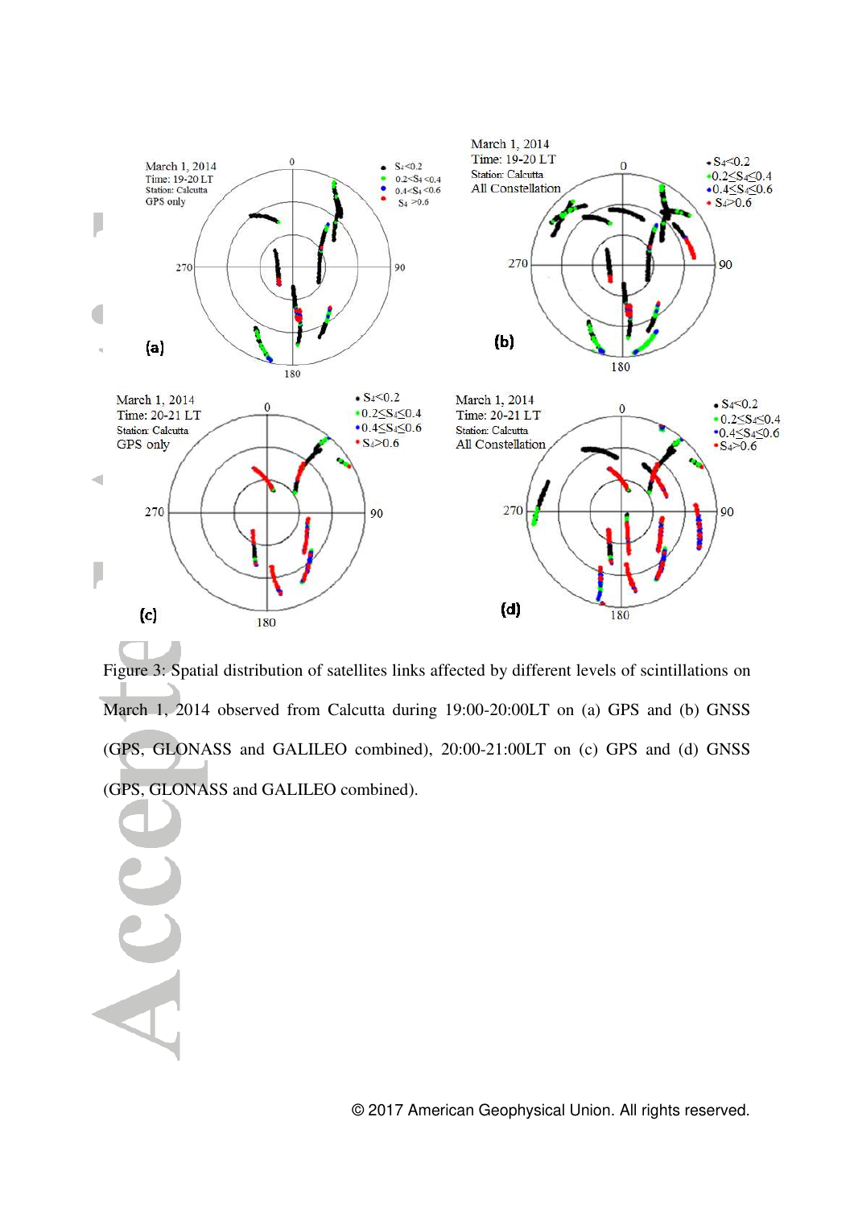Figure 3: Spatial distribution of satellites links affected by different levels of scintillations on March 1, 2014 observed from Calcutta during 19:00-20:00LT on (a) GPS and (b) GNSS (GPS, GLONASS and GALILEO combined), 20:00-21:00LT on (c) GPS and (d) GNSS (GPS, GLONASS and GALILEO combined).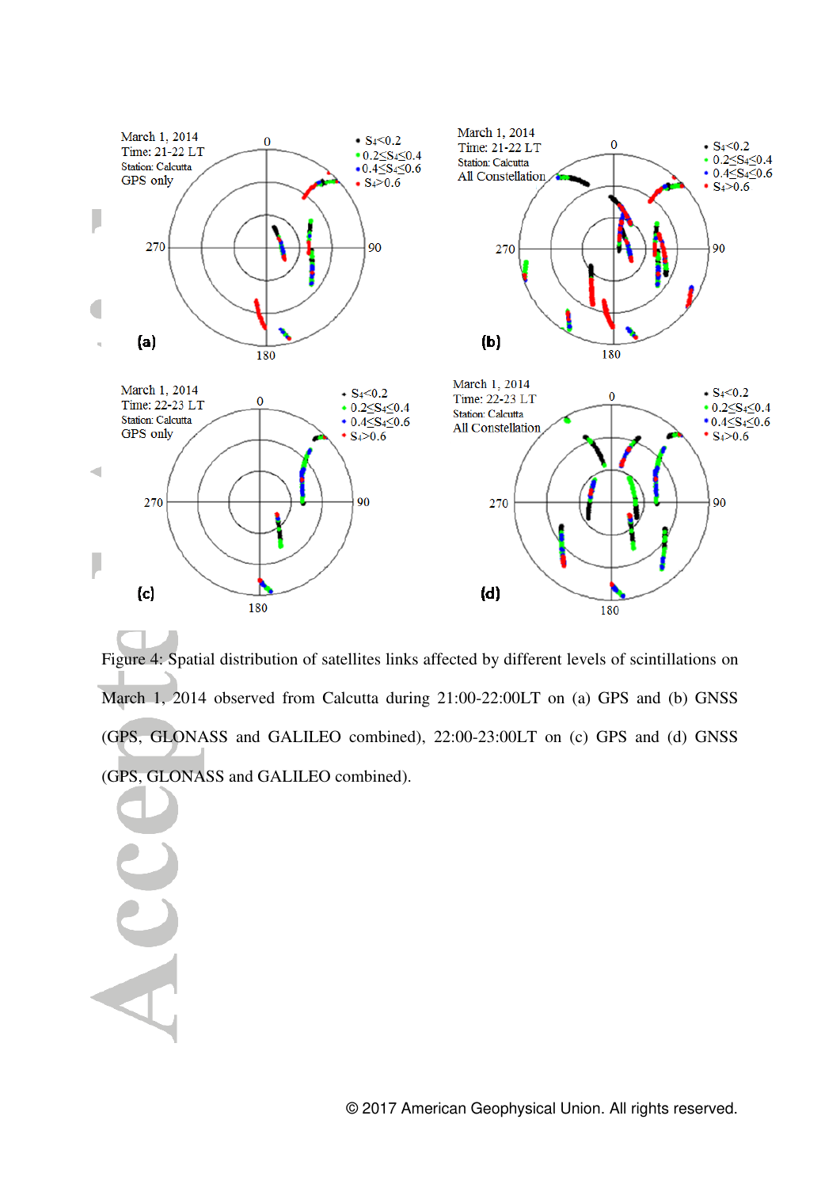Figure 4: Spatial distribution of satellites links affected by different levels of scintillations on March 1, 2014 observed from Calcutta during 21:00-22:00LT on (a) GPS and (b) GNSS (GPS, GLONASS and GALILEO combined), 22:00-23:00LT on (c) GPS and (d) GNSS (GPS, GLONASS and GALILEO combined).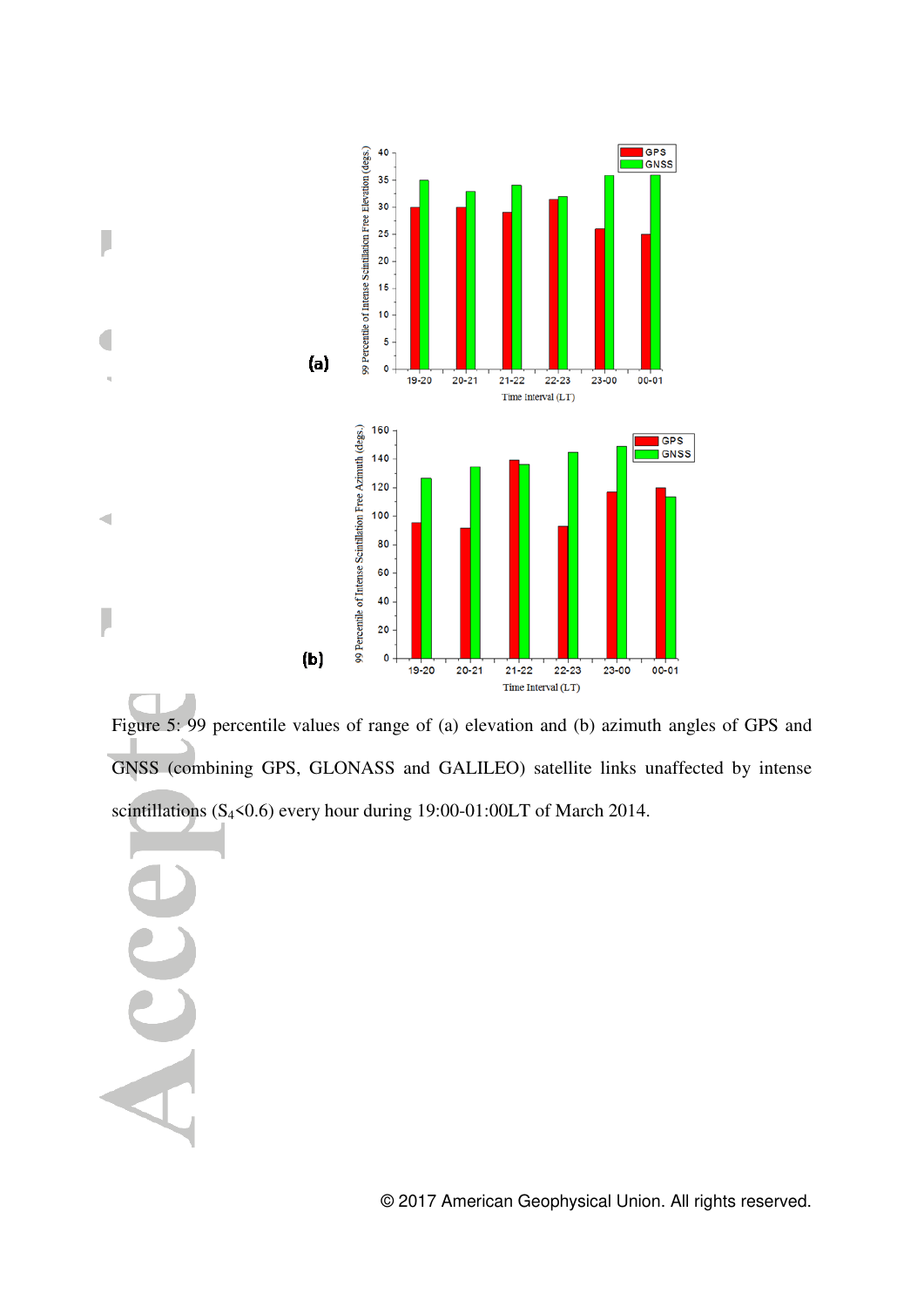Figure 5: 99 percentile values of range of (a) elevation and (b) azimuth angles of GPS and GNSS (combining GPS, GLONASS and GALILEO) satellite links unaffected by intense scintillations ($S_4$<0.6) every hour during 19:00-01:00LT of March 2014.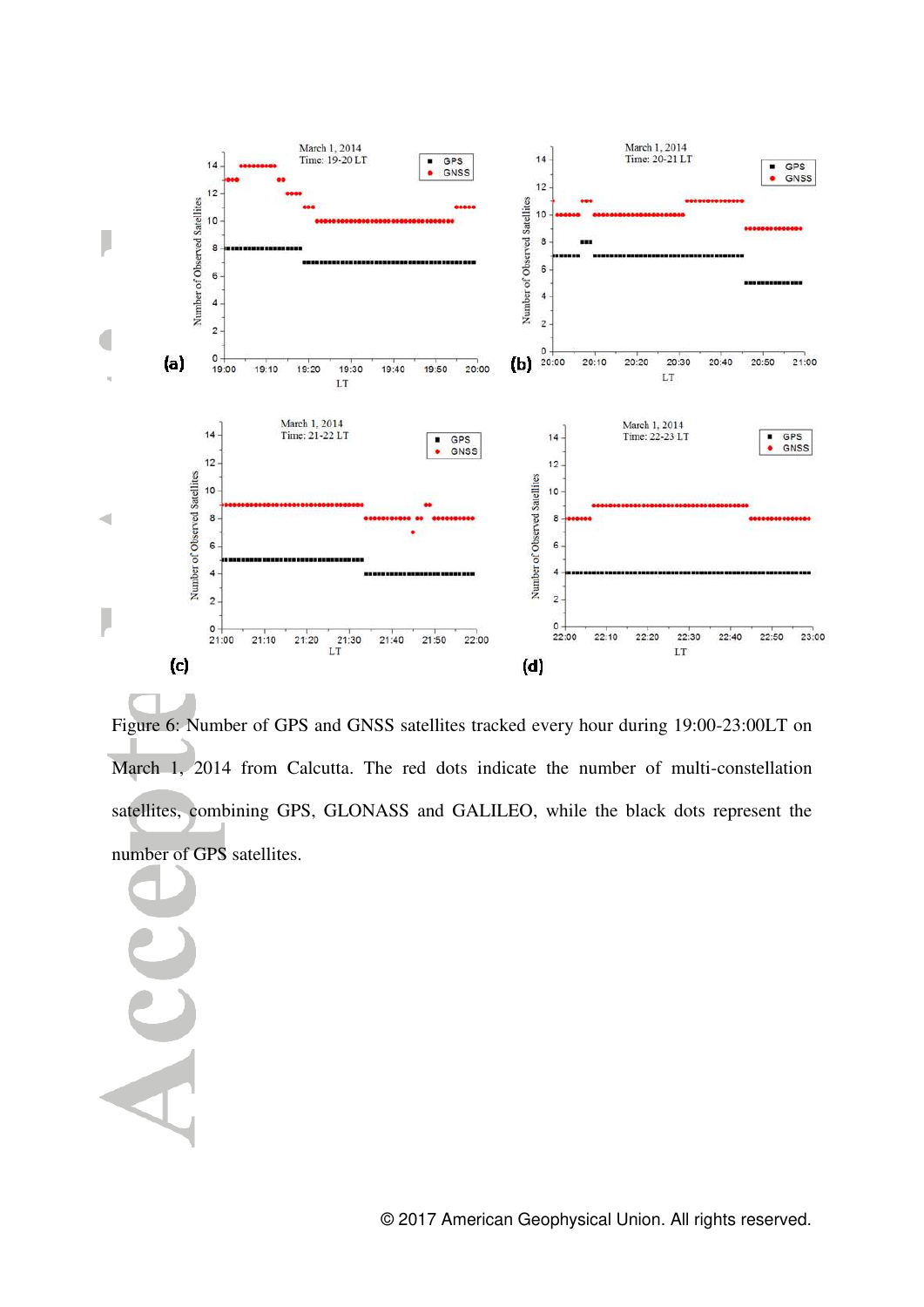Figure 6: Number of GPS and GNSS satellites tracked every hour during 19:00-23:00LT on March 1, 2014 from Calcutta. The red dots indicate the number of multi-constellation satellites, combining GPS, GLONASS and GALILEO, while the black dots represent the number of GPS satellites.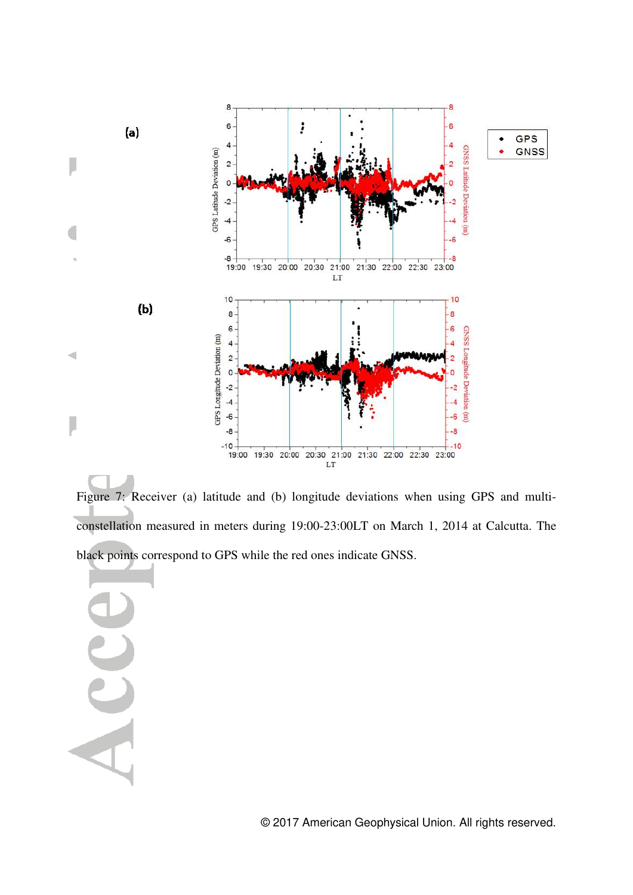Figure 7: Receiver (a) latitude and (b) longitude deviations when using GPS and multi-constellation measured in meters during 19:00-23:00LT on March 1, 2014 at Calcutta. The black points correspond to GPS while the red ones indicate GNSS.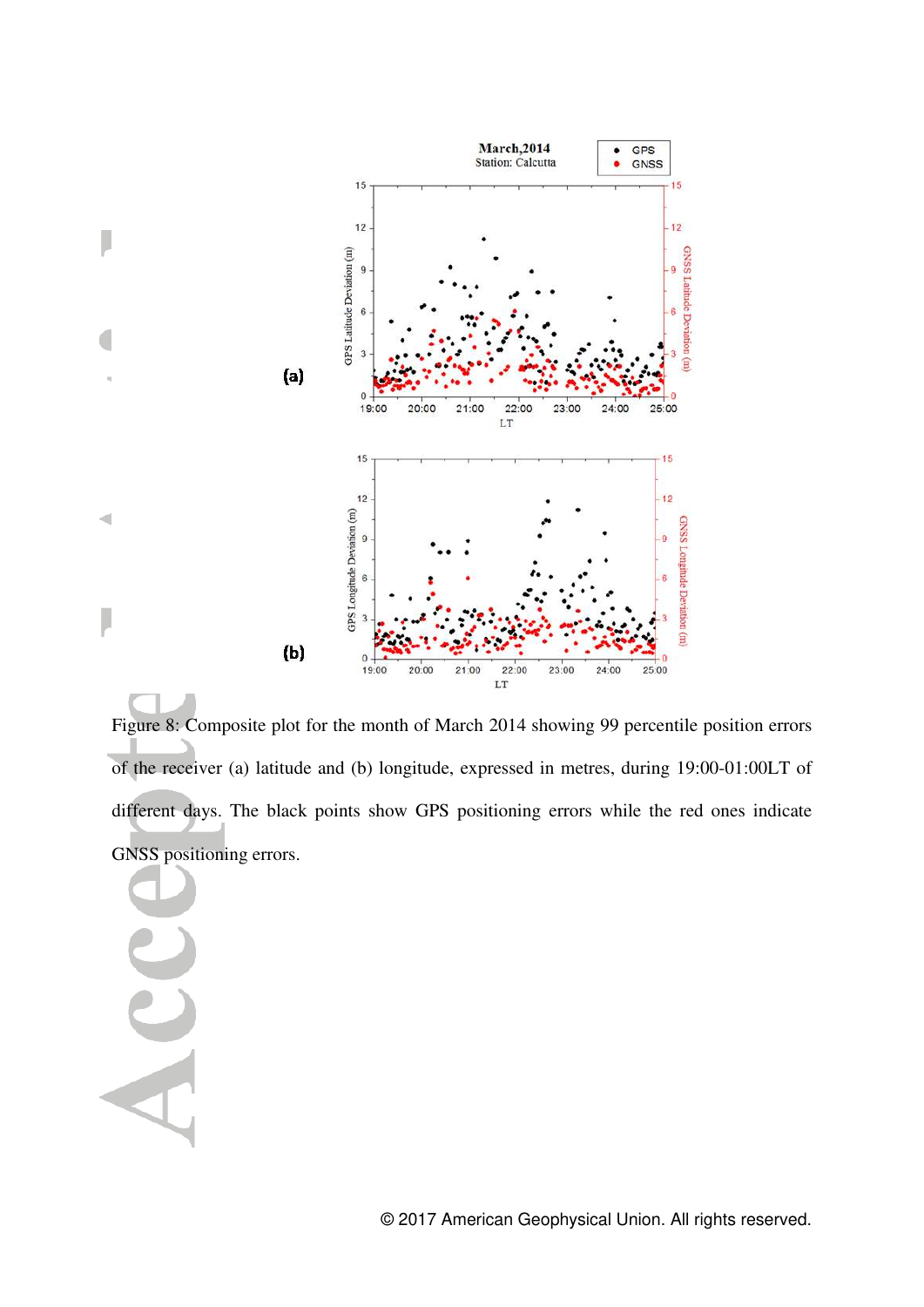Figure 8: Composite plot for the month of March 2014 showing 99 percentile position errors of the receiver (a) latitude and (b) longitude, expressed in metres, during 19:00-01:00LT of different days. The black points show GPS positioning errors while the red ones indicate GNSS positioning errors.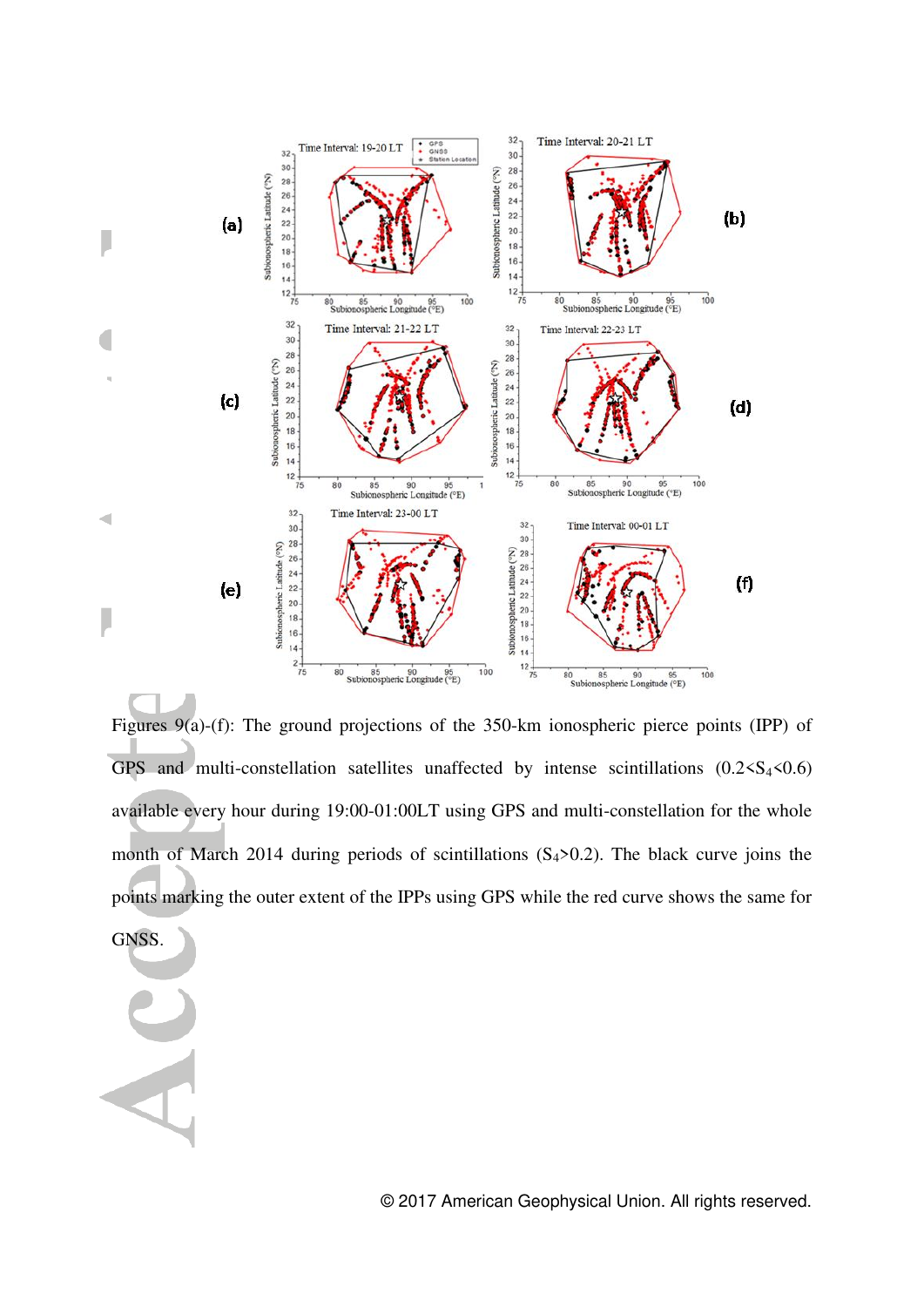Figures 9(a)-(f): The ground projections of the 350-km ionospheric pierce points (IPP) of GPS and multi-constellation satellites unaffected by intense scintillations ($0.2<S_4<0.6$) available every hour during 19:00-01:00LT using GPS and multi-constellation for the whole month of March 2014 during periods of scintillations ($S_4>0.2$). The black curve joins the points marking the outer extent of the IPPs using GPS while the red curve shows the same for GNSS.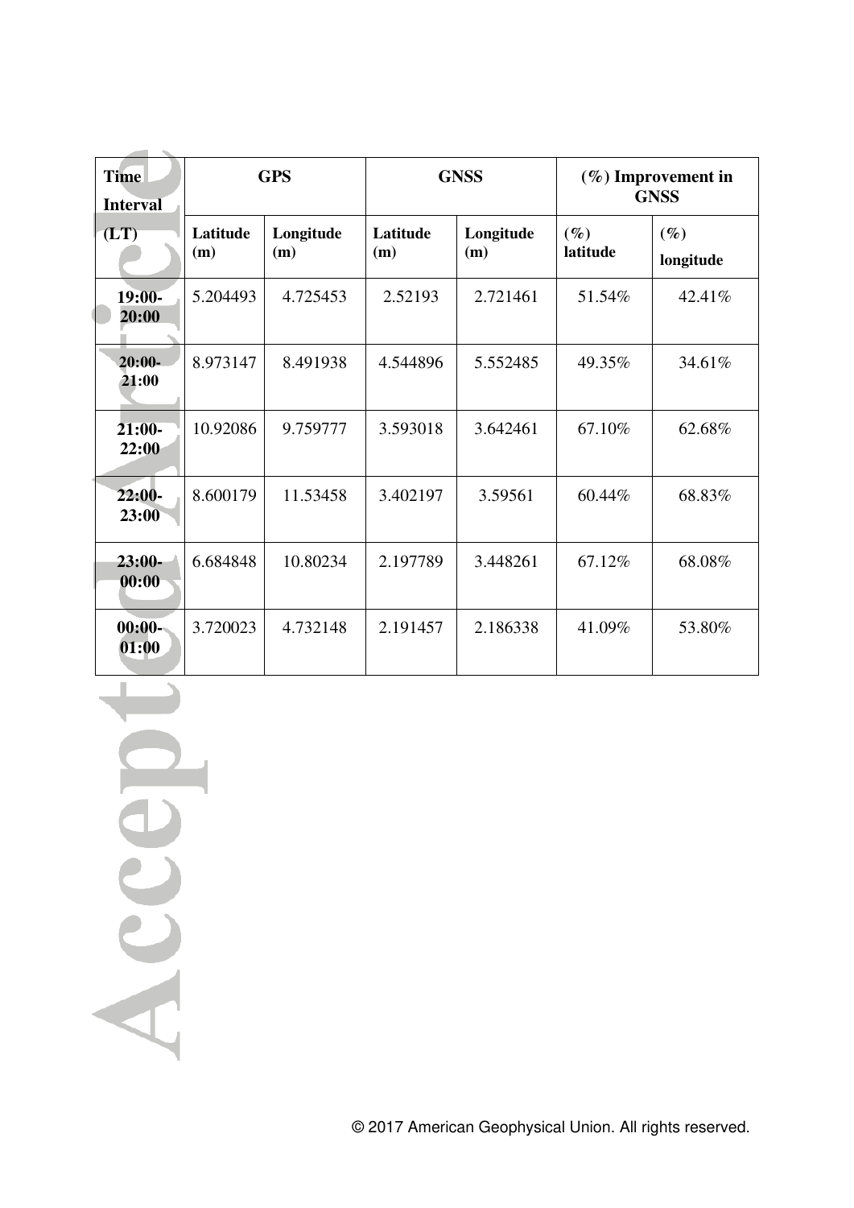| Time Interval | GPS | | GNSS | | (%) Improvement in GNSS | |
|---|---|---|---|---|---|---|
| (LT) | Latitude (m) | Longitude (m) | Latitude (m) | Longitude (m) | (%) latitude | (%) longitude |
| 19:00-20:00 | 5.204493 | 4.725453 | 2.52193 | 2.721461 | 51.54% | 42.41% |
| 20:00-21:00 | 8.973147 | 8.491938 | 4.544896 | 5.552485 | 49.35% | 34.61% |
| 21:00-22:00 | 10.92086 | 9.759777 | 3.593018 | 3.642461 | 67.10% | 62.68% |
| 22:00-23:00 | 8.600179 | 11.53458 | 3.402197 | 3.59561 | 60.44% | 68.83% |
| 23:00-00:00 | 6.684848 | 10.80234 | 2.197789 | 3.448261 | 67.12% | 68.08% |
| 00:00-01:00 | 3.720023 | 4.732148 | 2.191457 | 2.186338 | 41.09% | 53.80% |

© 2017 American Geophysical Union. All rights reserved.